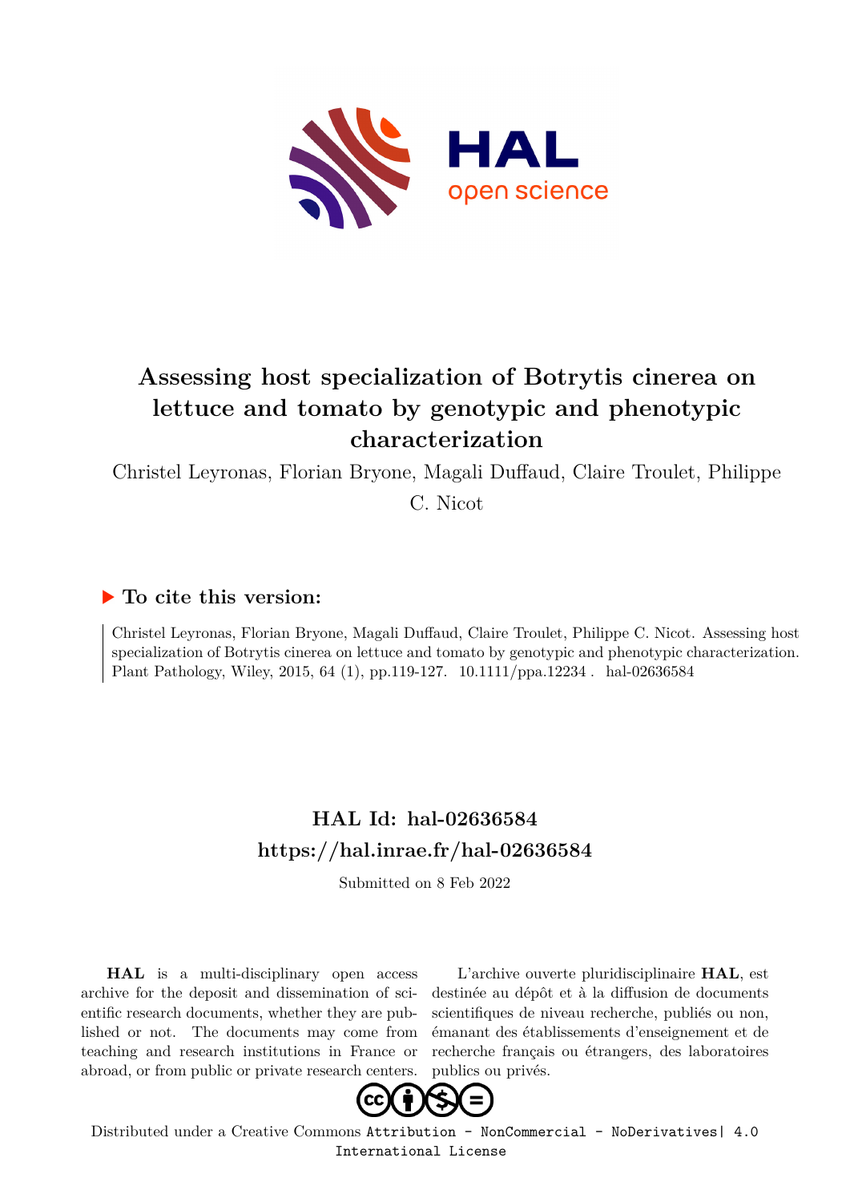# Assessing host specialization of Botrytis cinerea on lettuce and tomato by genotypic and phenotypic characterization

Christel Leyronas, Florian Bryone, Magali Duffaud, Claire Troulet, Philippe C. Nicot

## ▶ To cite this version:

Christel Leyronas, Florian Bryone, Magali Duffaud, Claire Troulet, Philippe C. Nicot. Assessing host specialization of Botrytis cinerea on lettuce and tomato by genotypic and phenotypic characterization. Plant Pathology, Wiley, 2015, 64 (1), pp.119-127. 10.1111/ppa.12234. hal-02636584

## HAL Id: hal-02636584

## https://hal.inrae.fr/hal-02636584

Submitted on 8 Feb 2022

**HAL** is a multi-disciplinary open access archive for the deposit and dissemination of scientific research documents, whether they are published or not. The documents may come from teaching and research institutions in France or abroad, or from public or private research centers.

L'archive ouverte pluridisciplinaire **HAL**, est destinée au dépôt et à la diffusion de documents scientifiques de niveau recherche, publiés ou non, émanant des établissements d'enseignement et de recherche français ou étrangers, des laboratoires publics ou privés.

Distributed under a Creative Commons Attribution - NonCommercial - NoDerivatives| 4.0 International License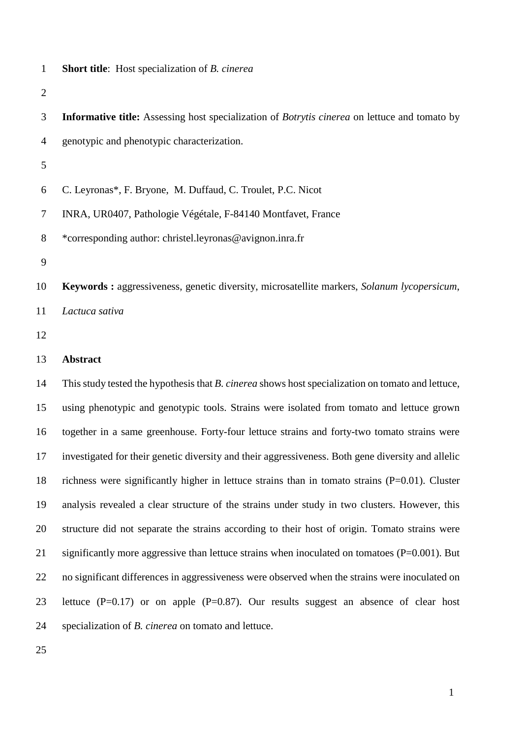**Short title**: Host specialization of *B. cinerea*

**Informative title:** Assessing host specialization of *Botrytis cinerea* on lettuce and tomato by genotypic and phenotypic characterization.

C. Leyronas*, F. Bryone, M. Duffaud, C. Troulet, P.C. Nicot

INRA, UR0407, Pathologie Végétale, F-84140 Montfavet, France

*corresponding author: christel.leyronas@avignon.inra.fr

**Keywords :** aggressiveness, genetic diversity, microsatellite markers, *Solanum lycopersicum*, *Lactuca sativa*

## Abstract

This study tested the hypothesis that *B. cinerea* shows host specialization on tomato and lettuce, using phenotypic and genotypic tools. Strains were isolated from tomato and lettuce grown together in a same greenhouse. Forty-four lettuce strains and forty-two tomato strains were investigated for their genetic diversity and their aggressiveness. Both gene diversity and allelic richness were significantly higher in lettuce strains than in tomato strains ($P=0.01$). Cluster analysis revealed a clear structure of the strains under study in two clusters. However, this structure did not separate the strains according to their host of origin. Tomato strains were significantly more aggressive than lettuce strains when inoculated on tomatoes ($P=0.001$). But no significant differences in aggressiveness were observed when the strains were inoculated on lettuce ($P=0.17$) or on apple ($P=0.87$). Our results suggest an absence of clear host specialization of *B. cinerea* on tomato and lettuce.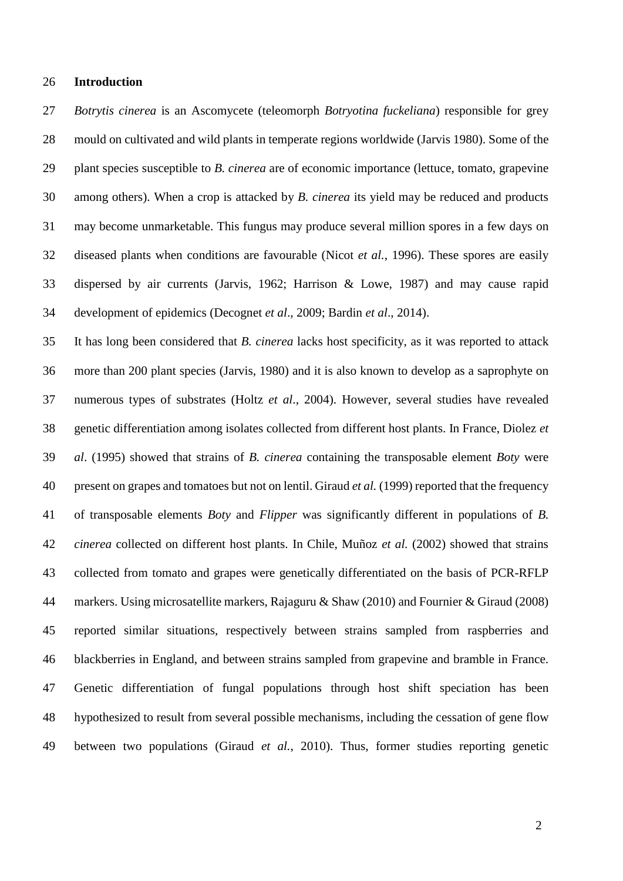## Introduction

*Botrytis cinerea* is an Ascomycete (teleomorph *Botryotina fuckeliana*) responsible for grey mould on cultivated and wild plants in temperate regions worldwide (Jarvis 1980). Some of the plant species susceptible to *B. cinerea* are of economic importance (lettuce, tomato, grapevine among others). When a crop is attacked by *B. cinerea* its yield may be reduced and products may become unmarketable. This fungus may produce several million spores in a few days on diseased plants when conditions are favourable (Nicot *et al.*, 1996). These spores are easily dispersed by air currents (Jarvis, 1962; Harrison & Lowe, 1987) and may cause rapid development of epidemics (Decognet *et al*., 2009; Bardin *et al*., 2014).

It has long been considered that *B. cinerea* lacks host specificity, as it was reported to attack more than 200 plant species (Jarvis, 1980) and it is also known to develop as a saprophyte on numerous types of substrates (Holtz *et al*., 2004). However, several studies have revealed genetic differentiation among isolates collected from different host plants. In France, Diolez *et al*. (1995) showed that strains of *B. cinerea* containing the transposable element *Boty* were present on grapes and tomatoes but not on lentil. Giraud *et al.* (1999) reported that the frequency of transposable elements *Boty* and *Flipper* was significantly different in populations of *B. cinerea* collected on different host plants. In Chile, Muñoz *et al.* (2002) showed that strains collected from tomato and grapes were genetically differentiated on the basis of PCR-RFLP markers. Using microsatellite markers, Rajaguru & Shaw (2010) and Fournier & Giraud (2008) reported similar situations, respectively between strains sampled from raspberries and blackberries in England, and between strains sampled from grapevine and bramble in France. Genetic differentiation of fungal populations through host shift speciation has been hypothesized to result from several possible mechanisms, including the cessation of gene flow between two populations (Giraud *et al.*, 2010). Thus, former studies reporting genetic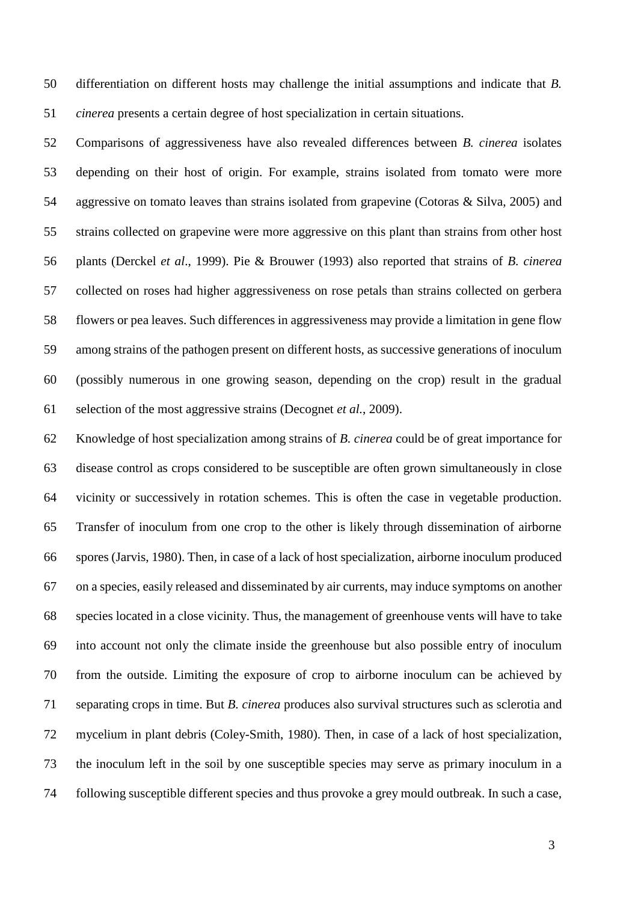differentiation on different hosts may challenge the initial assumptions and indicate that *B. cinerea* presents a certain degree of host specialization in certain situations.

Comparisons of aggressiveness have also revealed differences between *B. cinerea* isolates depending on their host of origin. For example, strains isolated from tomato were more aggressive on tomato leaves than strains isolated from grapevine (Cotoras & Silva, 2005) and strains collected on grapevine were more aggressive on this plant than strains from other host plants (Derckel *et al*., 1999). Pie & Brouwer (1993) also reported that strains of *B. cinerea* collected on roses had higher aggressiveness on rose petals than strains collected on gerbera flowers or pea leaves. Such differences in aggressiveness may provide a limitation in gene flow among strains of the pathogen present on different hosts, as successive generations of inoculum (possibly numerous in one growing season, depending on the crop) result in the gradual selection of the most aggressive strains (Decognet *et al.*, 2009).

Knowledge of host specialization among strains of *B. cinerea* could be of great importance for disease control as crops considered to be susceptible are often grown simultaneously in close vicinity or successively in rotation schemes. This is often the case in vegetable production. Transfer of inoculum from one crop to the other is likely through dissemination of airborne spores (Jarvis, 1980). Then, in case of a lack of host specialization, airborne inoculum produced on a species, easily released and disseminated by air currents, may induce symptoms on another species located in a close vicinity. Thus, the management of greenhouse vents will have to take into account not only the climate inside the greenhouse but also possible entry of inoculum from the outside. Limiting the exposure of crop to airborne inoculum can be achieved by separating crops in time. But *B. cinerea* produces also survival structures such as sclerotia and mycelium in plant debris (Coley-Smith, 1980). Then, in case of a lack of host specialization, the inoculum left in the soil by one susceptible species may serve as primary inoculum in a following susceptible different species and thus provoke a grey mould outbreak. In such a case,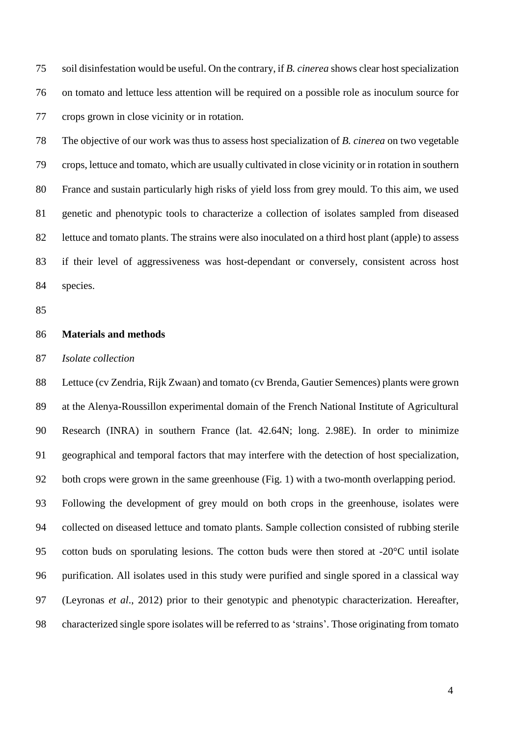soil disinfestation would be useful. On the contrary, if *B. cinerea* shows clear host specialization on tomato and lettuce less attention will be required on a possible role as inoculum source for crops grown in close vicinity or in rotation.

The objective of our work was thus to assess host specialization of *B. cinerea* on two vegetable crops, lettuce and tomato, which are usually cultivated in close vicinity or in rotation in southern France and sustain particularly high risks of yield loss from grey mould. To this aim, we used genetic and phenotypic tools to characterize a collection of isolates sampled from diseased lettuce and tomato plants. The strains were also inoculated on a third host plant (apple) to assess if their level of aggressiveness was host-dependant or conversely, consistent across host species.

## Materials and methods

### *Isolate collection*

Lettuce (cv Zendria, Rijk Zwaan) and tomato (cv Brenda, Gautier Semences) plants were grown at the Alenya-Roussillon experimental domain of the French National Institute of Agricultural Research (INRA) in southern France (lat. 42.64N; long. 2.98E). In order to minimize geographical and temporal factors that may interfere with the detection of host specialization, both crops were grown in the same greenhouse (Fig. 1) with a two-month overlapping period.

Following the development of grey mould on both crops in the greenhouse, isolates were collected on diseased lettuce and tomato plants. Sample collection consisted of rubbing sterile cotton buds on sporulating lesions. The cotton buds were then stored at -20°C until isolate purification. All isolates used in this study were purified and single spored in a classical way (Leyronas *et al*., 2012) prior to their genotypic and phenotypic characterization. Hereafter, characterized single spore isolates will be referred to as 'strains'. Those originating from tomato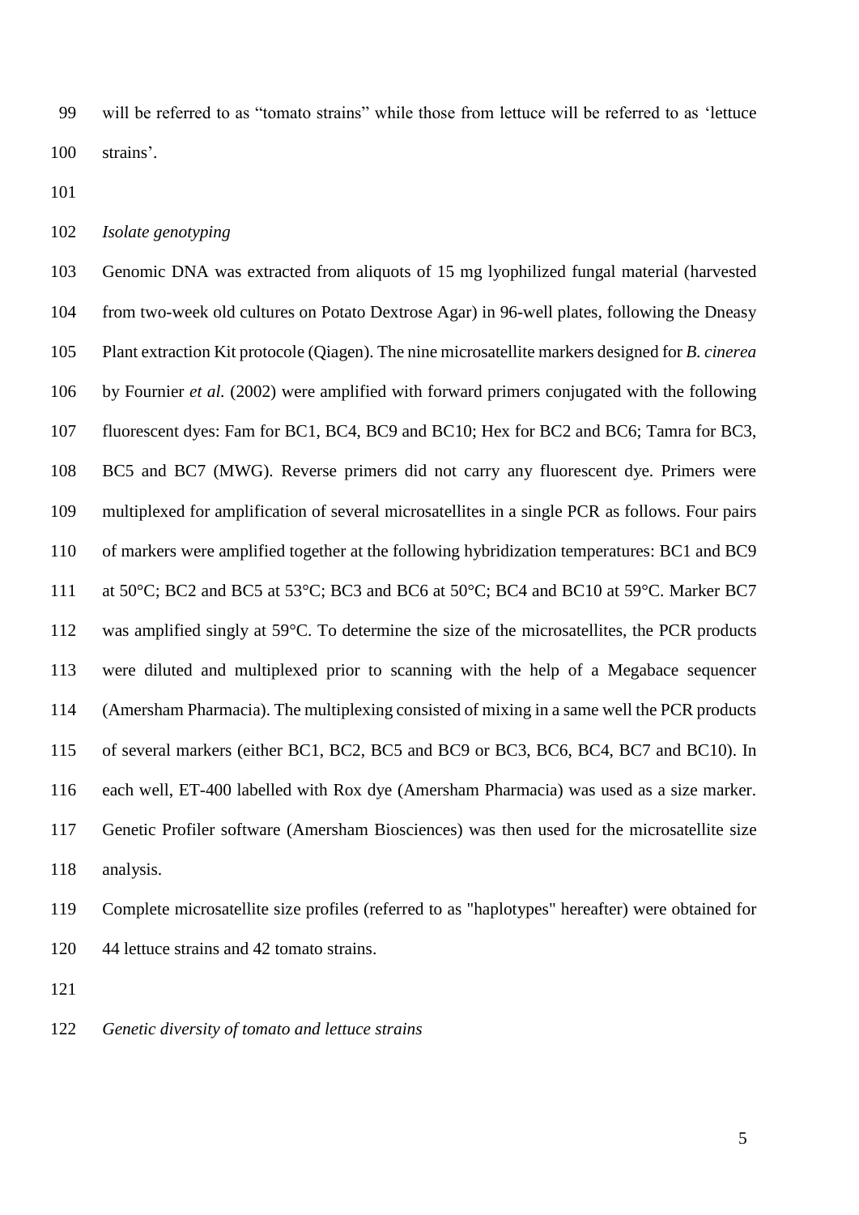will be referred to as "tomato strains" while those from lettuce will be referred to as 'lettuce strains'.

*Isolate genotyping*

Genomic DNA was extracted from aliquots of 15 mg lyophilized fungal material (harvested from two-week old cultures on Potato Dextrose Agar) in 96-well plates, following the Dneasy Plant extraction Kit protocole (Qiagen). The nine microsatellite markers designed for *B. cinerea* by Fournier *et al.* (2002) were amplified with forward primers conjugated with the following fluorescent dyes: Fam for BC1, BC4, BC9 and BC10; Hex for BC2 and BC6; Tamra for BC3, BC5 and BC7 (MWG). Reverse primers did not carry any fluorescent dye. Primers were multiplexed for amplification of several microsatellites in a single PCR as follows. Four pairs of markers were amplified together at the following hybridization temperatures: BC1 and BC9 at 50°C; BC2 and BC5 at 53°C; BC3 and BC6 at 50°C; BC4 and BC10 at 59°C. Marker BC7 was amplified singly at 59°C. To determine the size of the microsatellites, the PCR products were diluted and multiplexed prior to scanning with the help of a Megabace sequencer (Amersham Pharmacia). The multiplexing consisted of mixing in a same well the PCR products of several markers (either BC1, BC2, BC5 and BC9 or BC3, BC6, BC4, BC7 and BC10). In each well, ET-400 labelled with Rox dye (Amersham Pharmacia) was used as a size marker. Genetic Profiler software (Amersham Biosciences) was then used for the microsatellite size analysis.

Complete microsatellite size profiles (referred to as "haplotypes" hereafter) were obtained for 44 lettuce strains and 42 tomato strains.

*Genetic diversity of tomato and lettuce strains*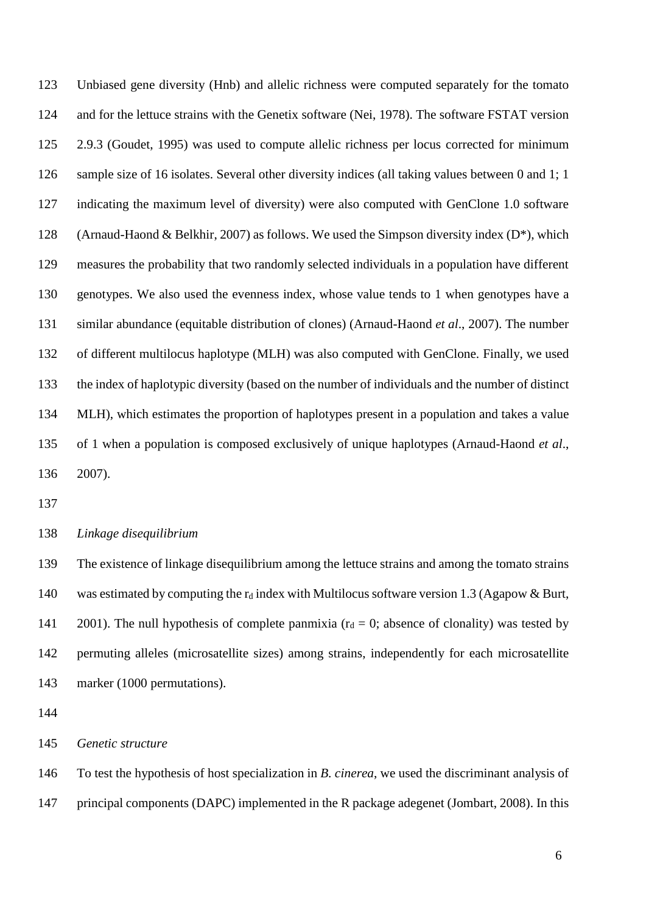Unbiased gene diversity (Hnb) and allelic richness were computed separately for the tomato and for the lettuce strains with the Genetix software (Nei, 1978). The software FSTAT version 2.9.3 (Goudet, 1995) was used to compute allelic richness per locus corrected for minimum sample size of 16 isolates. Several other diversity indices (all taking values between 0 and 1; 1 indicating the maximum level of diversity) were also computed with GenClone 1.0 software (Arnaud-Haond & Belkhir, 2007) as follows. We used the Simpson diversity index (D*), which measures the probability that two randomly selected individuals in a population have different genotypes. We also used the evenness index, whose value tends to 1 when genotypes have a similar abundance (equitable distribution of clones) (Arnaud-Haond *et al*., 2007). The number of different multilocus haplotype (MLH) was also computed with GenClone. Finally, we used the index of haplotypic diversity (based on the number of individuals and the number of distinct MLH), which estimates the proportion of haplotypes present in a population and takes a value of 1 when a population is composed exclusively of unique haplotypes (Arnaud-Haond *et al*., 2007).

*Linkage disequilibrium*

The existence of linkage disequilibrium among the lettuce strains and among the tomato strains was estimated by computing the $r_d$ index with Multilocus software version 1.3 (Agapow & Burt, 2001). The null hypothesis of complete panmixia ($r_d = 0$; absence of clonality) was tested by permuting alleles (microsatellite sizes) among strains, independently for each microsatellite marker (1000 permutations).

*Genetic structure*

To test the hypothesis of host specialization in *B. cinerea*, we used the discriminant analysis of principal components (DAPC) implemented in the R package adegenet (Jombart, 2008). In this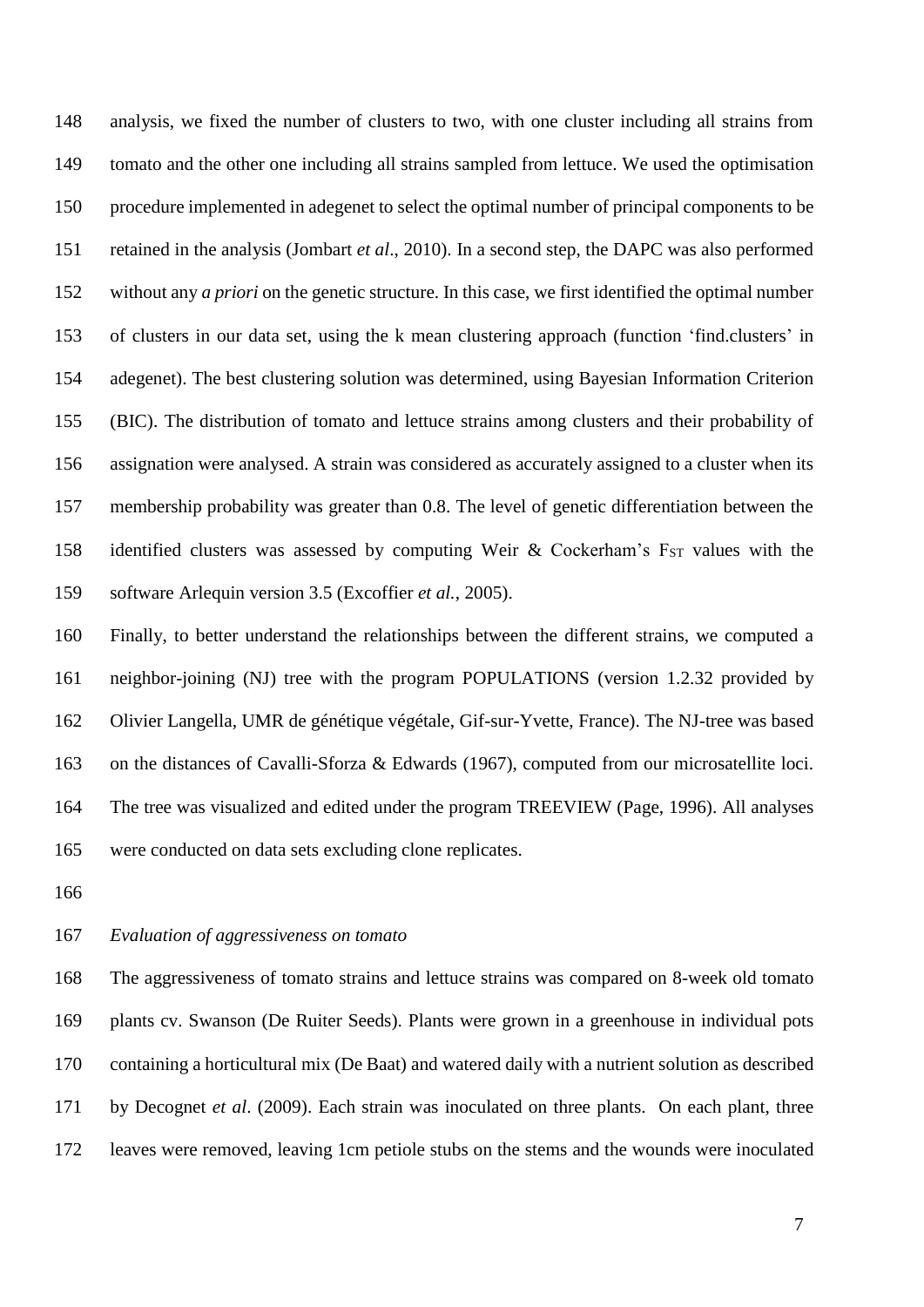analysis, we fixed the number of clusters to two, with one cluster including all strains from tomato and the other one including all strains sampled from lettuce. We used the optimisation procedure implemented in adegenet to select the optimal number of principal components to be retained in the analysis (Jombart *et al*., 2010). In a second step, the DAPC was also performed without any *a priori* on the genetic structure. In this case, we first identified the optimal number of clusters in our data set, using the k mean clustering approach (function 'find.clusters' in adegenet). The best clustering solution was determined, using Bayesian Information Criterion (BIC). The distribution of tomato and lettuce strains among clusters and their probability of assignation were analysed. A strain was considered as accurately assigned to a cluster when its membership probability was greater than 0.8. The level of genetic differentiation between the identified clusters was assessed by computing Weir & Cockerham's $F_{ST}$ values with the software Arlequin version 3.5 (Excoffier *et al.*, 2005).

Finally, to better understand the relationships between the different strains, we computed a neighbor-joining (NJ) tree with the program POPULATIONS (version 1.2.32 provided by Olivier Langella, UMR de génétique végétale, Gif-sur-Yvette, France). The NJ-tree was based on the distances of Cavalli-Sforza & Edwards (1967), computed from our microsatellite loci. The tree was visualized and edited under the program TREEVIEW (Page, 1996). All analyses were conducted on data sets excluding clone replicates.

*Evaluation of aggressiveness on tomato*

The aggressiveness of tomato strains and lettuce strains was compared on 8-week old tomato plants cv. Swanson (De Ruiter Seeds). Plants were grown in a greenhouse in individual pots containing a horticultural mix (De Baat) and watered daily with a nutrient solution as described by Decognet *et al*. (2009). Each strain was inoculated on three plants. On each plant, three leaves were removed, leaving 1cm petiole stubs on the stems and the wounds were inoculated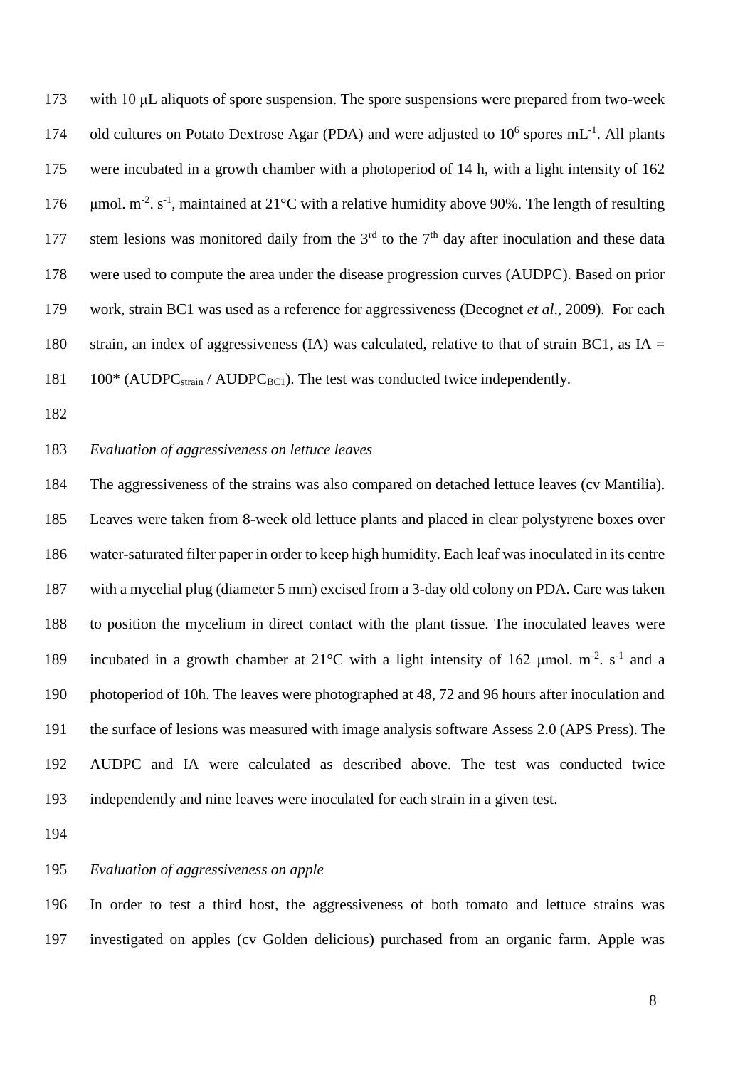with 10 μL aliquots of spore suspension. The spore suspensions were prepared from two-week old cultures on Potato Dextrose Agar (PDA) and were adjusted to $10^6$ spores $mL^{-1}$. All plants were incubated in a growth chamber with a photoperiod of 14 h, with a light intensity of 162 $\mu mol. m^{-2}. s^{-1}$, maintained at 21°C with a relative humidity above 90%. The length of resulting stem lesions was monitored daily from the 3rd to the 7th day after inoculation and these data were used to compute the area under the disease progression curves (AUDPC). Based on prior work, strain BC1 was used as a reference for aggressiveness (Decognet *et al*., 2009). For each strain, an index of aggressiveness (IA) was calculated, relative to that of strain BC1, as IA = 100* ($AUDPC_{strain}$ / $AUDPC_{BC1}$). The test was conducted twice independently.

*Evaluation of aggressiveness on lettuce leaves*

The aggressiveness of the strains was also compared on detached lettuce leaves (cv Mantilia). Leaves were taken from 8-week old lettuce plants and placed in clear polystyrene boxes over water-saturated filter paper in order to keep high humidity. Each leaf was inoculated in its centre with a mycelial plug (diameter 5 mm) excised from a 3-day old colony on PDA. Care was taken to position the mycelium in direct contact with the plant tissue. The inoculated leaves were incubated in a growth chamber at 21°C with a light intensity of 162 $\mu mol. m^{-2}. s^{-1}$ and a photoperiod of 10h. The leaves were photographed at 48, 72 and 96 hours after inoculation and the surface of lesions was measured with image analysis software Assess 2.0 (APS Press). The AUDPC and IA were calculated as described above. The test was conducted twice independently and nine leaves were inoculated for each strain in a given test.

*Evaluation of aggressiveness on apple*

In order to test a third host, the aggressiveness of both tomato and lettuce strains was investigated on apples (cv Golden delicious) purchased from an organic farm. Apple was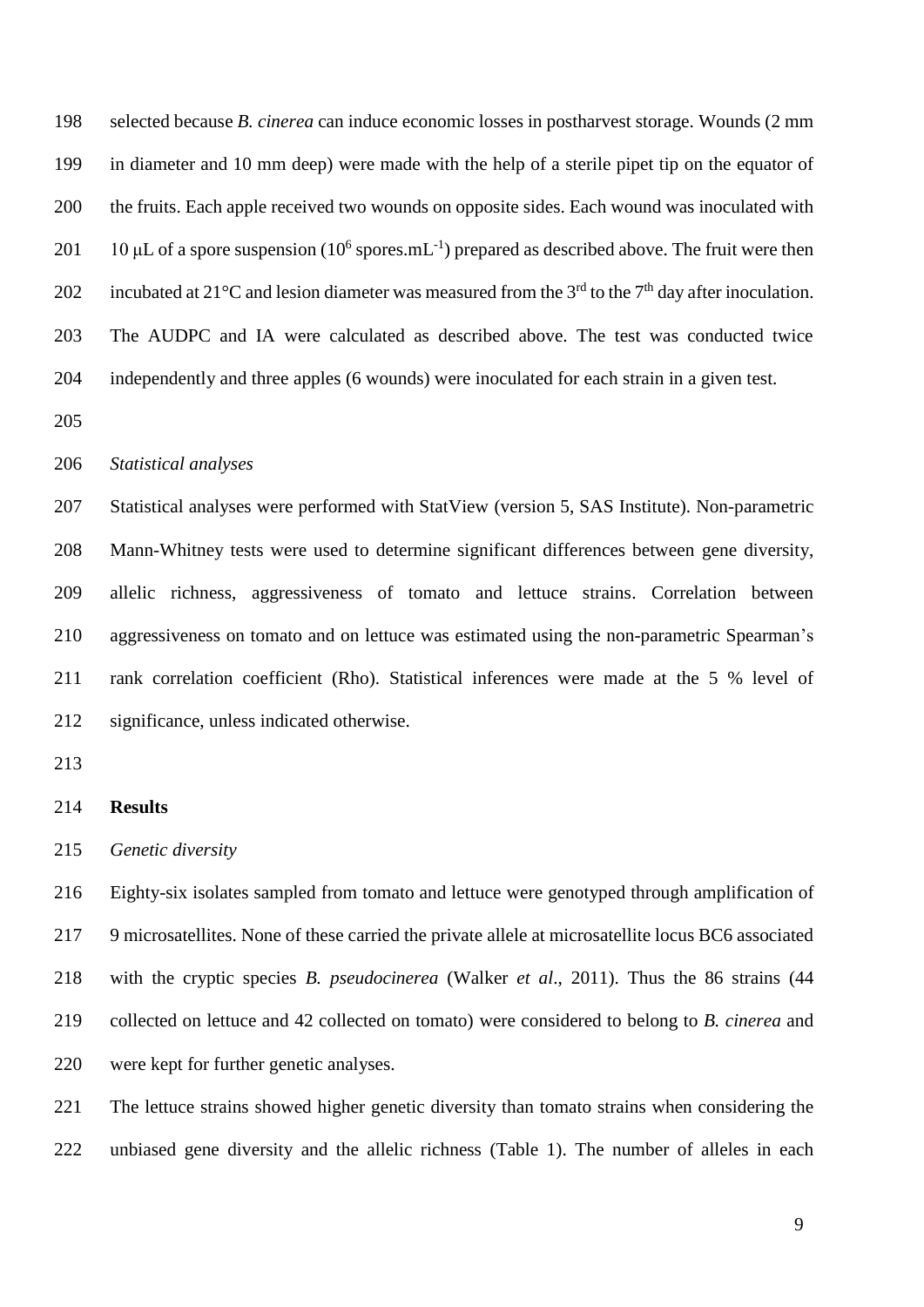selected because *B. cinerea* can induce economic losses in postharvest storage. Wounds (2 mm in diameter and 10 mm deep) were made with the help of a sterile pipet tip on the equator of the fruits. Each apple received two wounds on opposite sides. Each wound was inoculated with 10 μL of a spore suspension ($10^6$ spores.mL$^{-1}$) prepared as described above. The fruit were then incubated at 21°C and lesion diameter was measured from the 3$^{rd}$ to the 7$^{th}$ day after inoculation. The AUDPC and IA were calculated as described above. The test was conducted twice independently and three apples (6 wounds) were inoculated for each strain in a given test.

*Statistical analyses*

Statistical analyses were performed with StatView (version 5, SAS Institute). Non-parametric Mann-Whitney tests were used to determine significant differences between gene diversity, allelic richness, aggressiveness of tomato and lettuce strains. Correlation between aggressiveness on tomato and on lettuce was estimated using the non-parametric Spearman's rank correlation coefficient (Rho). Statistical inferences were made at the 5 % level of significance, unless indicated otherwise.

## Results

*Genetic diversity*

Eighty-six isolates sampled from tomato and lettuce were genotyped through amplification of 9 microsatellites. None of these carried the private allele at microsatellite locus BC6 associated with the cryptic species *B. pseudocinerea* (Walker *et al*., 2011). Thus the 86 strains (44 collected on lettuce and 42 collected on tomato) were considered to belong to *B. cinerea* and were kept for further genetic analyses.

The lettuce strains showed higher genetic diversity than tomato strains when considering the unbiased gene diversity and the allelic richness (Table 1). The number of alleles in each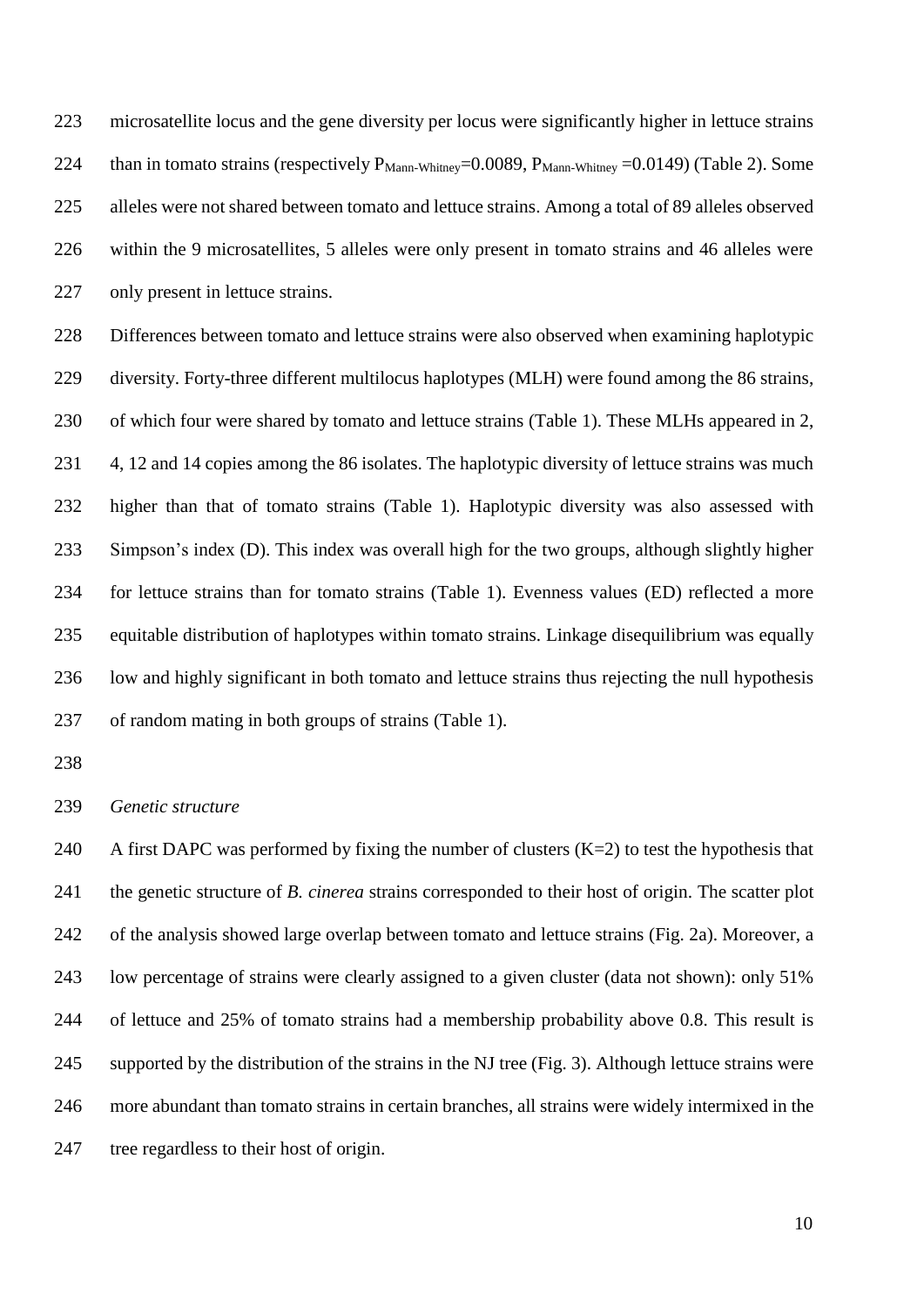microsatellite locus and the gene diversity per locus were significantly higher in lettuce strains than in tomato strains (respectively $P_{Mann\text{-}Whitney}$=0.0089, $P_{Mann\text{-}Whitney}$ =0.0149) (Table 2). Some alleles were not shared between tomato and lettuce strains. Among a total of 89 alleles observed within the 9 microsatellites, 5 alleles were only present in tomato strains and 46 alleles were only present in lettuce strains.

Differences between tomato and lettuce strains were also observed when examining haplotypic diversity. Forty-three different multilocus haplotypes (MLH) were found among the 86 strains, of which four were shared by tomato and lettuce strains (Table 1). These MLHs appeared in 2, 4, 12 and 14 copies among the 86 isolates. The haplotypic diversity of lettuce strains was much higher than that of tomato strains (Table 1). Haplotypic diversity was also assessed with Simpson's index (D). This index was overall high for the two groups, although slightly higher for lettuce strains than for tomato strains (Table 1). Evenness values (ED) reflected a more equitable distribution of haplotypes within tomato strains. Linkage disequilibrium was equally low and highly significant in both tomato and lettuce strains thus rejecting the null hypothesis of random mating in both groups of strains (Table 1).

*Genetic structure*

A first DAPC was performed by fixing the number of clusters (K=2) to test the hypothesis that the genetic structure of *B. cinerea* strains corresponded to their host of origin. The scatter plot of the analysis showed large overlap between tomato and lettuce strains (Fig. 2a). Moreover, a low percentage of strains were clearly assigned to a given cluster (data not shown): only 51% of lettuce and 25% of tomato strains had a membership probability above 0.8. This result is supported by the distribution of the strains in the NJ tree (Fig. 3). Although lettuce strains were more abundant than tomato strains in certain branches, all strains were widely intermixed in the tree regardless to their host of origin.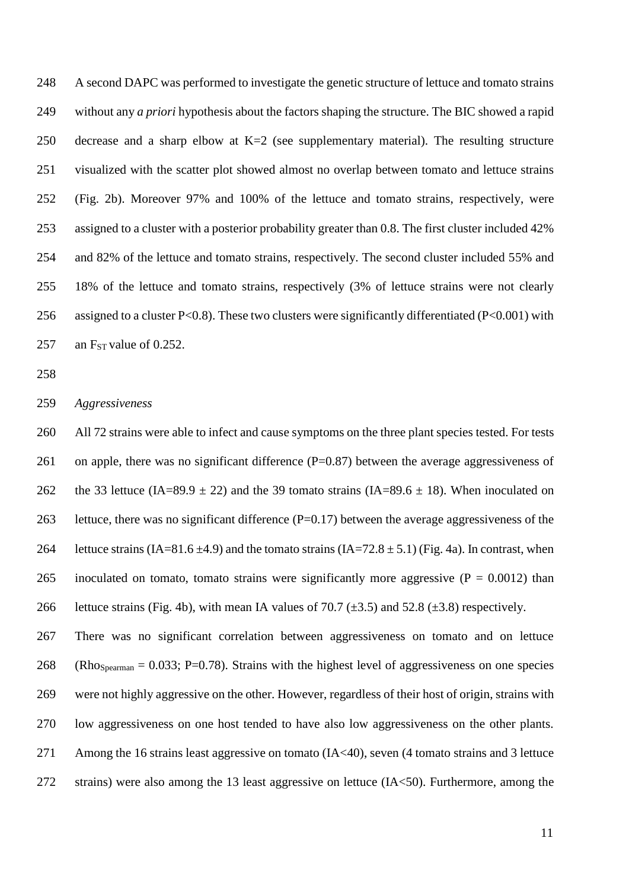A second DAPC was performed to investigate the genetic structure of lettuce and tomato strains without any *a priori* hypothesis about the factors shaping the structure. The BIC showed a rapid decrease and a sharp elbow at K=2 (see supplementary material). The resulting structure visualized with the scatter plot showed almost no overlap between tomato and lettuce strains (Fig. 2b). Moreover 97% and 100% of the lettuce and tomato strains, respectively, were assigned to a cluster with a posterior probability greater than 0.8. The first cluster included 42% and 82% of the lettuce and tomato strains, respectively. The second cluster included 55% and 18% of the lettuce and tomato strains, respectively (3% of lettuce strains were not clearly assigned to a cluster P<0.8). These two clusters were significantly differentiated (P<0.001) with an $F_{ST}$ value of 0.252.

*Aggressiveness*

All 72 strains were able to infect and cause symptoms on the three plant species tested. For tests on apple, there was no significant difference (P=0.87) between the average aggressiveness of the 33 lettuce (IA=89.9 ± 22) and the 39 tomato strains (IA=89.6 ± 18). When inoculated on lettuce, there was no significant difference (P=0.17) between the average aggressiveness of the lettuce strains (IA=81.6 ±4.9) and the tomato strains (IA=72.8 ± 5.1) (Fig. 4a). In contrast, when inoculated on tomato, tomato strains were significantly more aggressive (P = 0.0012) than lettuce strains (Fig. 4b), with mean IA values of 70.7 (±3.5) and 52.8 (±3.8) respectively.

There was no significant correlation between aggressiveness on tomato and on lettuce ($Rho_{Spearman}$ = 0.033; P=0.78). Strains with the highest level of aggressiveness on one species were not highly aggressive on the other. However, regardless of their host of origin, strains with low aggressiveness on one host tended to have also low aggressiveness on the other plants. Among the 16 strains least aggressive on tomato (IA<40), seven (4 tomato strains and 3 lettuce strains) were also among the 13 least aggressive on lettuce (IA<50). Furthermore, among the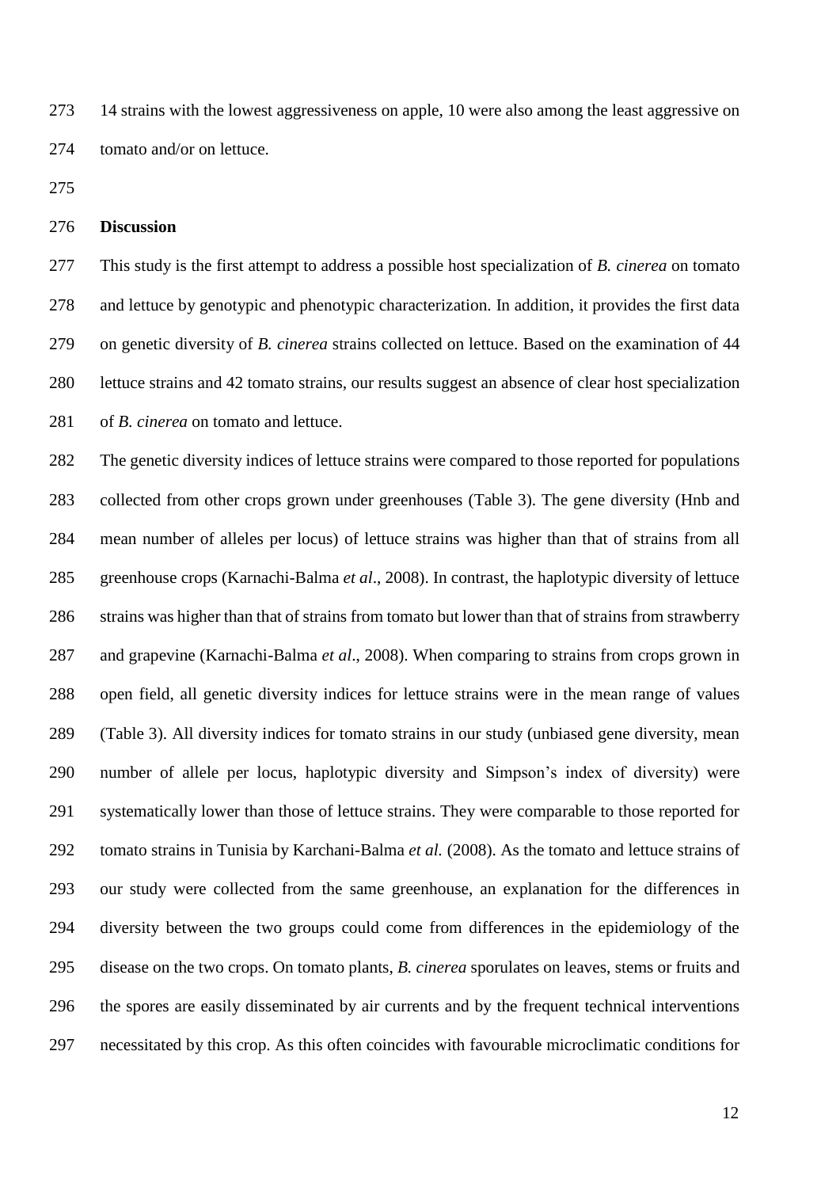14 strains with the lowest aggressiveness on apple, 10 were also among the least aggressive on tomato and/or on lettuce.

## Discussion

This study is the first attempt to address a possible host specialization of *B. cinerea* on tomato and lettuce by genotypic and phenotypic characterization. In addition, it provides the first data on genetic diversity of *B. cinerea* strains collected on lettuce. Based on the examination of 44 lettuce strains and 42 tomato strains, our results suggest an absence of clear host specialization of *B. cinerea* on tomato and lettuce.

The genetic diversity indices of lettuce strains were compared to those reported for populations collected from other crops grown under greenhouses (Table 3). The gene diversity (Hnb and mean number of alleles per locus) of lettuce strains was higher than that of strains from all greenhouse crops (Karnachi-Balma *et al*., 2008). In contrast, the haplotypic diversity of lettuce strains was higher than that of strains from tomato but lower than that of strains from strawberry and grapevine (Karnachi-Balma *et al*., 2008). When comparing to strains from crops grown in open field, all genetic diversity indices for lettuce strains were in the mean range of values (Table 3). All diversity indices for tomato strains in our study (unbiased gene diversity, mean number of allele per locus, haplotypic diversity and Simpson's index of diversity) were systematically lower than those of lettuce strains. They were comparable to those reported for tomato strains in Tunisia by Karchani-Balma *et al.* (2008). As the tomato and lettuce strains of our study were collected from the same greenhouse, an explanation for the differences in diversity between the two groups could come from differences in the epidemiology of the disease on the two crops. On tomato plants, *B. cinerea* sporulates on leaves, stems or fruits and the spores are easily disseminated by air currents and by the frequent technical interventions necessitated by this crop. As this often coincides with favourable microclimatic conditions for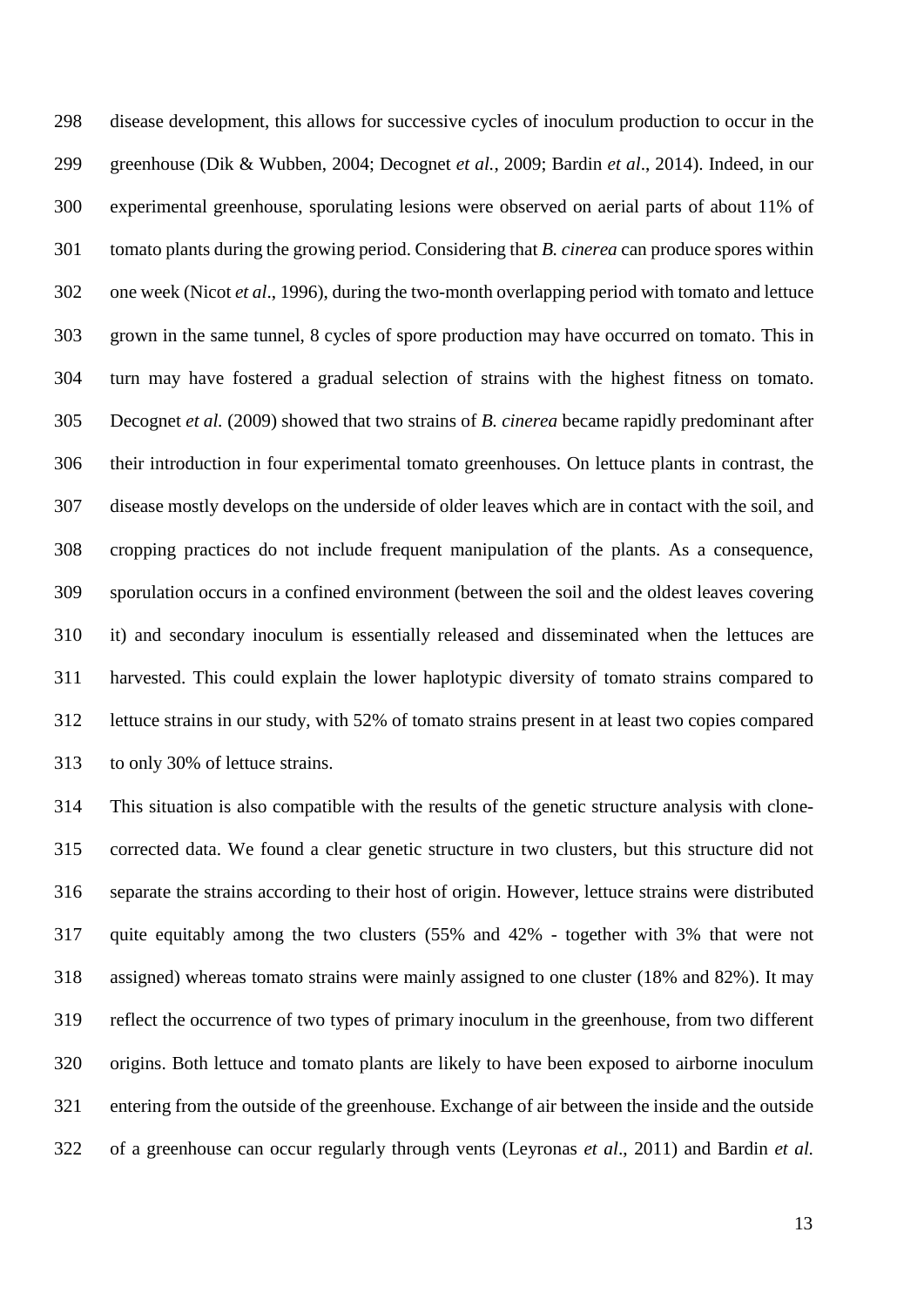disease development, this allows for successive cycles of inoculum production to occur in the greenhouse (Dik & Wubben, 2004; Decognet *et al.*, 2009; Bardin *et al*., 2014). Indeed, in our experimental greenhouse, sporulating lesions were observed on aerial parts of about 11% of tomato plants during the growing period. Considering that *B. cinerea* can produce spores within one week (Nicot *et al*., 1996), during the two-month overlapping period with tomato and lettuce grown in the same tunnel, 8 cycles of spore production may have occurred on tomato. This in turn may have fostered a gradual selection of strains with the highest fitness on tomato. Decognet *et al.* (2009) showed that two strains of *B. cinerea* became rapidly predominant after their introduction in four experimental tomato greenhouses. On lettuce plants in contrast, the disease mostly develops on the underside of older leaves which are in contact with the soil, and cropping practices do not include frequent manipulation of the plants. As a consequence, sporulation occurs in a confined environment (between the soil and the oldest leaves covering it) and secondary inoculum is essentially released and disseminated when the lettuces are harvested. This could explain the lower haplotypic diversity of tomato strains compared to lettuce strains in our study, with 52% of tomato strains present in at least two copies compared to only 30% of lettuce strains.

This situation is also compatible with the results of the genetic structure analysis with clone-corrected data. We found a clear genetic structure in two clusters, but this structure did not separate the strains according to their host of origin. However, lettuce strains were distributed quite equitably among the two clusters (55% and 42% - together with 3% that were not assigned) whereas tomato strains were mainly assigned to one cluster (18% and 82%). It may reflect the occurrence of two types of primary inoculum in the greenhouse, from two different origins. Both lettuce and tomato plants are likely to have been exposed to airborne inoculum entering from the outside of the greenhouse. Exchange of air between the inside and the outside of a greenhouse can occur regularly through vents (Leyronas *et al*., 2011) and Bardin *et al.*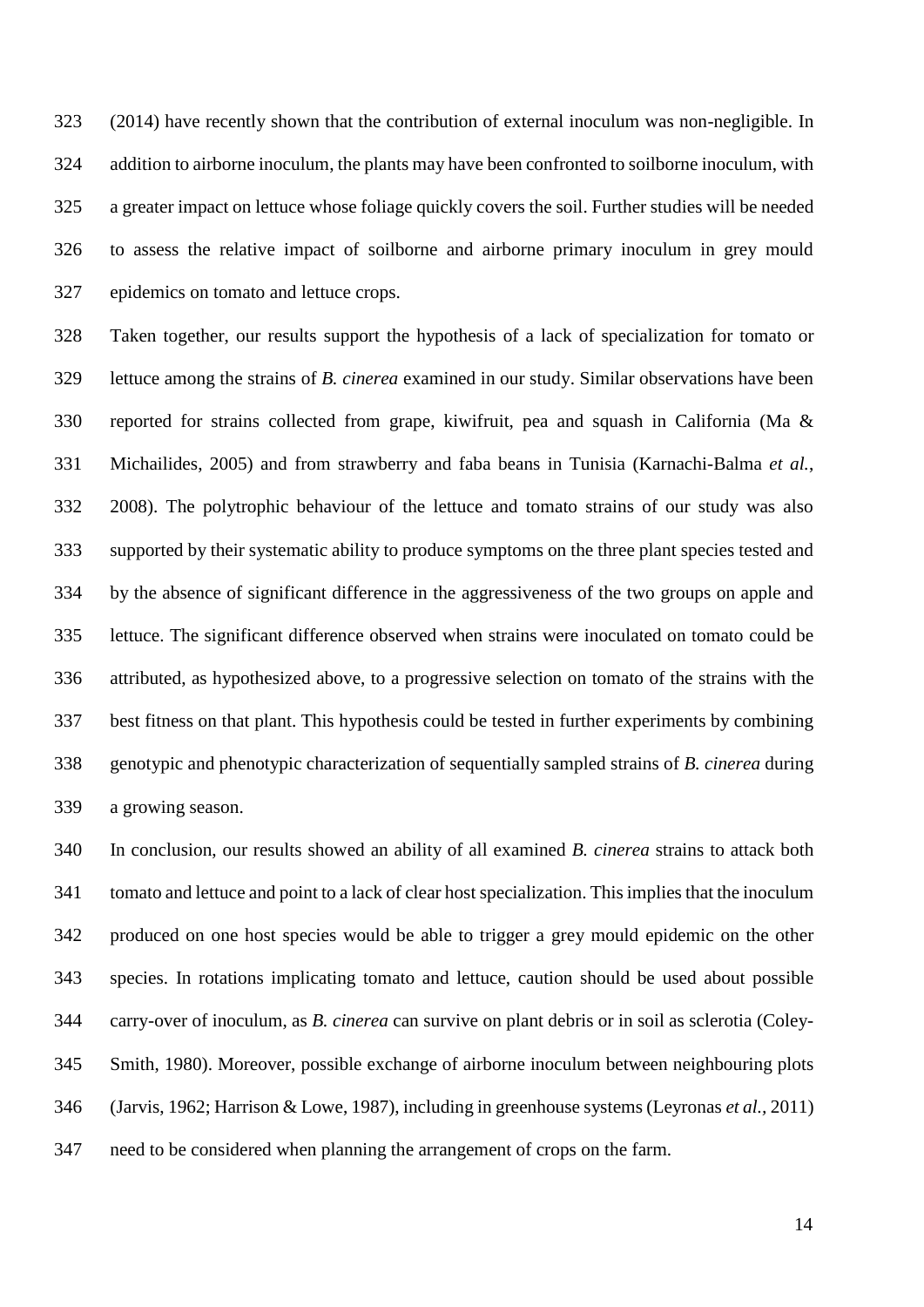(2014) have recently shown that the contribution of external inoculum was non-negligible. In addition to airborne inoculum, the plants may have been confronted to soilborne inoculum, with a greater impact on lettuce whose foliage quickly covers the soil. Further studies will be needed to assess the relative impact of soilborne and airborne primary inoculum in grey mould epidemics on tomato and lettuce crops.

Taken together, our results support the hypothesis of a lack of specialization for tomato or lettuce among the strains of *B. cinerea* examined in our study. Similar observations have been reported for strains collected from grape, kiwifruit, pea and squash in California (Ma & Michailides, 2005) and from strawberry and faba beans in Tunisia (Karnachi-Balma *et al.*, 2008). The polytrophic behaviour of the lettuce and tomato strains of our study was also supported by their systematic ability to produce symptoms on the three plant species tested and by the absence of significant difference in the aggressiveness of the two groups on apple and lettuce. The significant difference observed when strains were inoculated on tomato could be attributed, as hypothesized above, to a progressive selection on tomato of the strains with the best fitness on that plant. This hypothesis could be tested in further experiments by combining genotypic and phenotypic characterization of sequentially sampled strains of *B. cinerea* during a growing season.

In conclusion, our results showed an ability of all examined *B. cinerea* strains to attack both tomato and lettuce and point to a lack of clear host specialization. This implies that the inoculum produced on one host species would be able to trigger a grey mould epidemic on the other species. In rotations implicating tomato and lettuce, caution should be used about possible carry-over of inoculum, as *B. cinerea* can survive on plant debris or in soil as sclerotia (Coley-Smith, 1980). Moreover, possible exchange of airborne inoculum between neighbouring plots (Jarvis, 1962; Harrison & Lowe, 1987), including in greenhouse systems (Leyronas *et al.*, 2011) need to be considered when planning the arrangement of crops on the farm.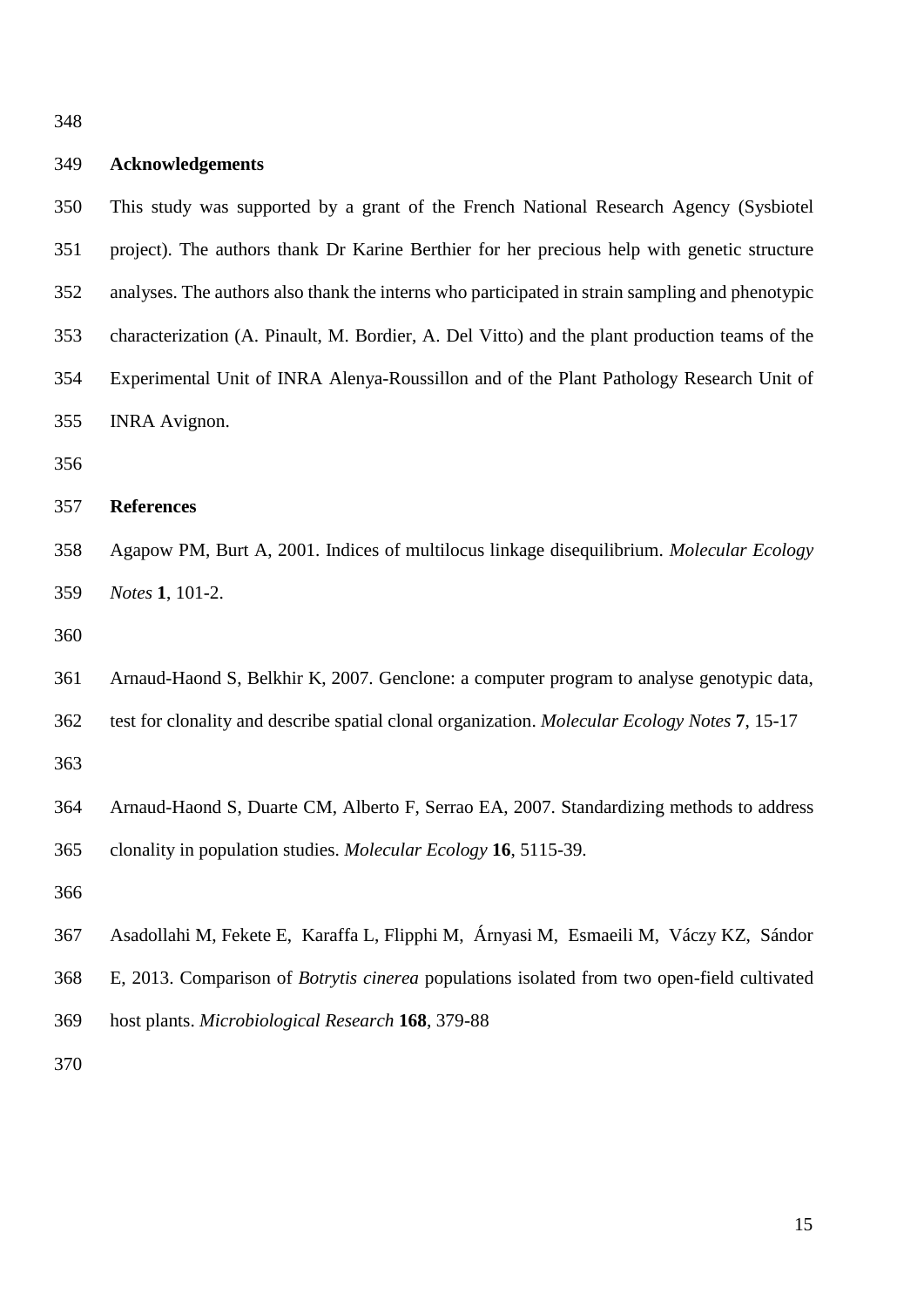## Acknowledgements

This study was supported by a grant of the French National Research Agency (Sysbiotel project). The authors thank Dr Karine Berthier for her precious help with genetic structure analyses. The authors also thank the interns who participated in strain sampling and phenotypic characterization (A. Pinault, M. Bordier, A. Del Vitto) and the plant production teams of the Experimental Unit of INRA Alenya-Roussillon and of the Plant Pathology Research Unit of INRA Avignon.

## References

Agapow PM, Burt A, 2001. Indices of multilocus linkage disequilibrium. *Molecular Ecology Notes* **1**, 101-2.

Arnaud-Haond S, Belkhir K, 2007. Genclone: a computer program to analyse genotypic data, test for clonality and describe spatial clonal organization. *Molecular Ecology Notes* **7**, 15-17

Arnaud-Haond S, Duarte CM, Alberto F, Serrao EA, 2007. Standardizing methods to address clonality in population studies. *Molecular Ecology* **16**, 5115-39.

Asadollahi M, Fekete E, Karaffa L, Flipphi M, Árnyasi M, Esmaeili M, Váczy KZ, Sándor E, 2013. Comparison of *Botrytis cinerea* populations isolated from two open-field cultivated host plants. *Microbiological Research* **168**, 379-88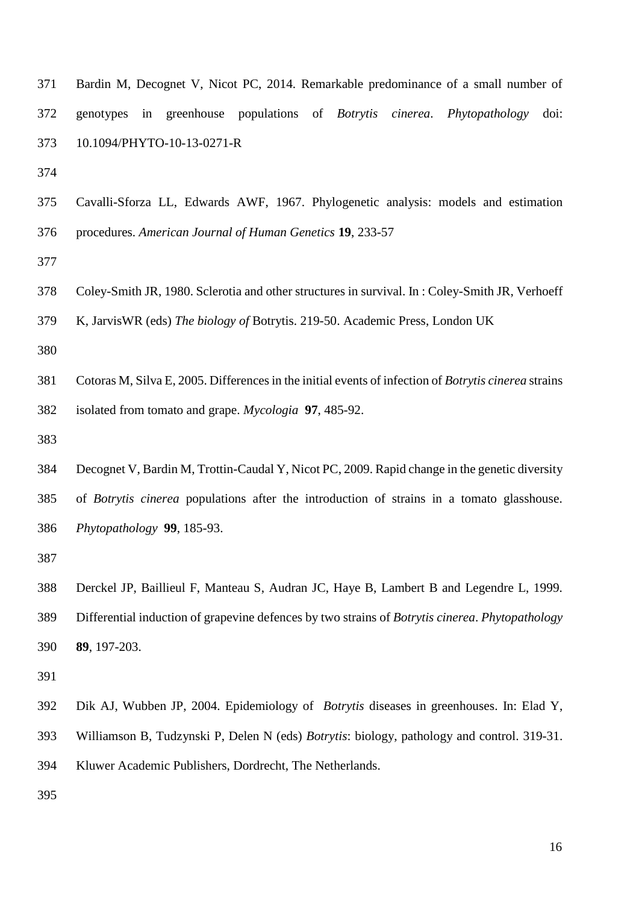Bardin M, Decognet V, Nicot PC, 2014. Remarkable predominance of a small number of genotypes in greenhouse populations of *Botrytis cinerea*. *Phytopathology* doi: 10.1094/PHYTO-10-13-0271-R

Cavalli-Sforza LL, Edwards AWF, 1967. Phylogenetic analysis: models and estimation procedures. *American Journal of Human Genetics* **19**, 233-57

Coley-Smith JR, 1980. Sclerotia and other structures in survival. In : Coley-Smith JR, Verhoeff K, JarvisWR (eds) *The biology of* Botrytis. 219-50. Academic Press, London UK

Cotoras M, Silva E, 2005. Differences in the initial events of infection of *Botrytis cinerea* strains isolated from tomato and grape. *Mycologia* **97**, 485-92.

Decognet V, Bardin M, Trottin-Caudal Y, Nicot PC, 2009. Rapid change in the genetic diversity of *Botrytis cinerea* populations after the introduction of strains in a tomato glasshouse. *Phytopathology* **99**, 185-93.

Derckel JP, Baillieul F, Manteau S, Audran JC, Haye B, Lambert B and Legendre L, 1999. Differential induction of grapevine defences by two strains of *Botrytis cinerea*. *Phytopathology* **89**, 197-203.

Dik AJ, Wubben JP, 2004. Epidemiology of *Botrytis* diseases in greenhouses. In: Elad Y, Williamson B, Tudzynski P, Delen N (eds) *Botrytis*: biology, pathology and control. 319-31. Kluwer Academic Publishers, Dordrecht, The Netherlands.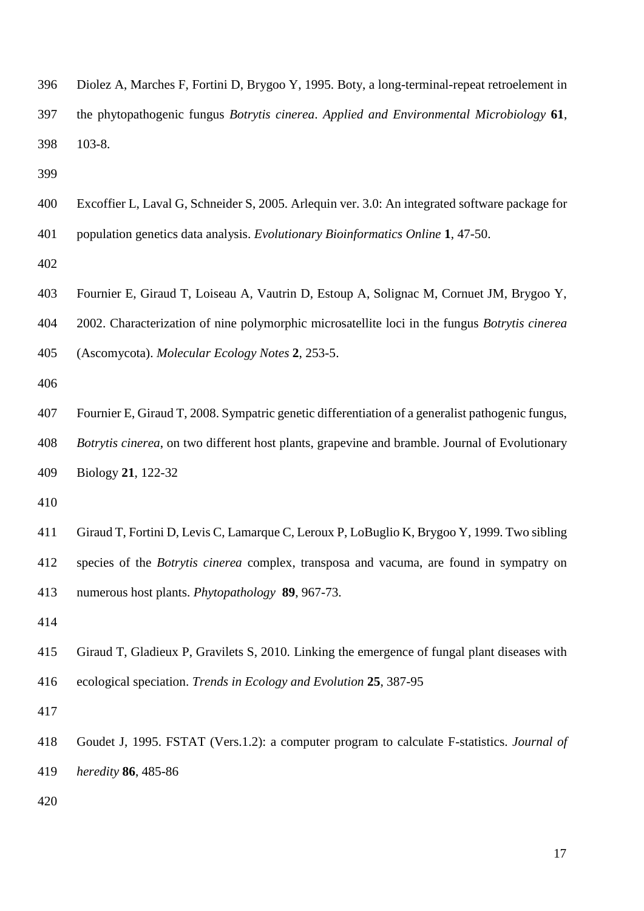Diolez A, Marches F, Fortini D, Brygoo Y, 1995. Boty, a long-terminal-repeat retroelement in the phytopathogenic fungus *Botrytis cinerea*. *Applied and Environmental Microbiology* **61**, 103-8.

Excoffier L, Laval G, Schneider S, 2005. Arlequin ver. 3.0: An integrated software package for population genetics data analysis. *Evolutionary Bioinformatics Online* **1**, 47-50.

Fournier E, Giraud T, Loiseau A, Vautrin D, Estoup A, Solignac M, Cornuet JM, Brygoo Y, 2002. Characterization of nine polymorphic microsatellite loci in the fungus *Botrytis cinerea* (Ascomycota). *Molecular Ecology Notes* **2**, 253-5.

Fournier E, Giraud T, 2008. Sympatric genetic differentiation of a generalist pathogenic fungus, *Botrytis cinerea*, on two different host plants, grapevine and bramble. Journal of Evolutionary Biology **21**, 122-32

Giraud T, Fortini D, Levis C, Lamarque C, Leroux P, LoBuglio K, Brygoo Y, 1999. Two sibling species of the *Botrytis cinerea* complex, transposa and vacuma, are found in sympatry on numerous host plants. *Phytopathology* **89**, 967-73.

Giraud T, Gladieux P, Gravilets S, 2010. Linking the emergence of fungal plant diseases with ecological speciation. *Trends in Ecology and Evolution* **25**, 387-95

Goudet J, 1995. FSTAT (Vers.1.2): a computer program to calculate F-statistics. *Journal of heredity* **86**, 485-86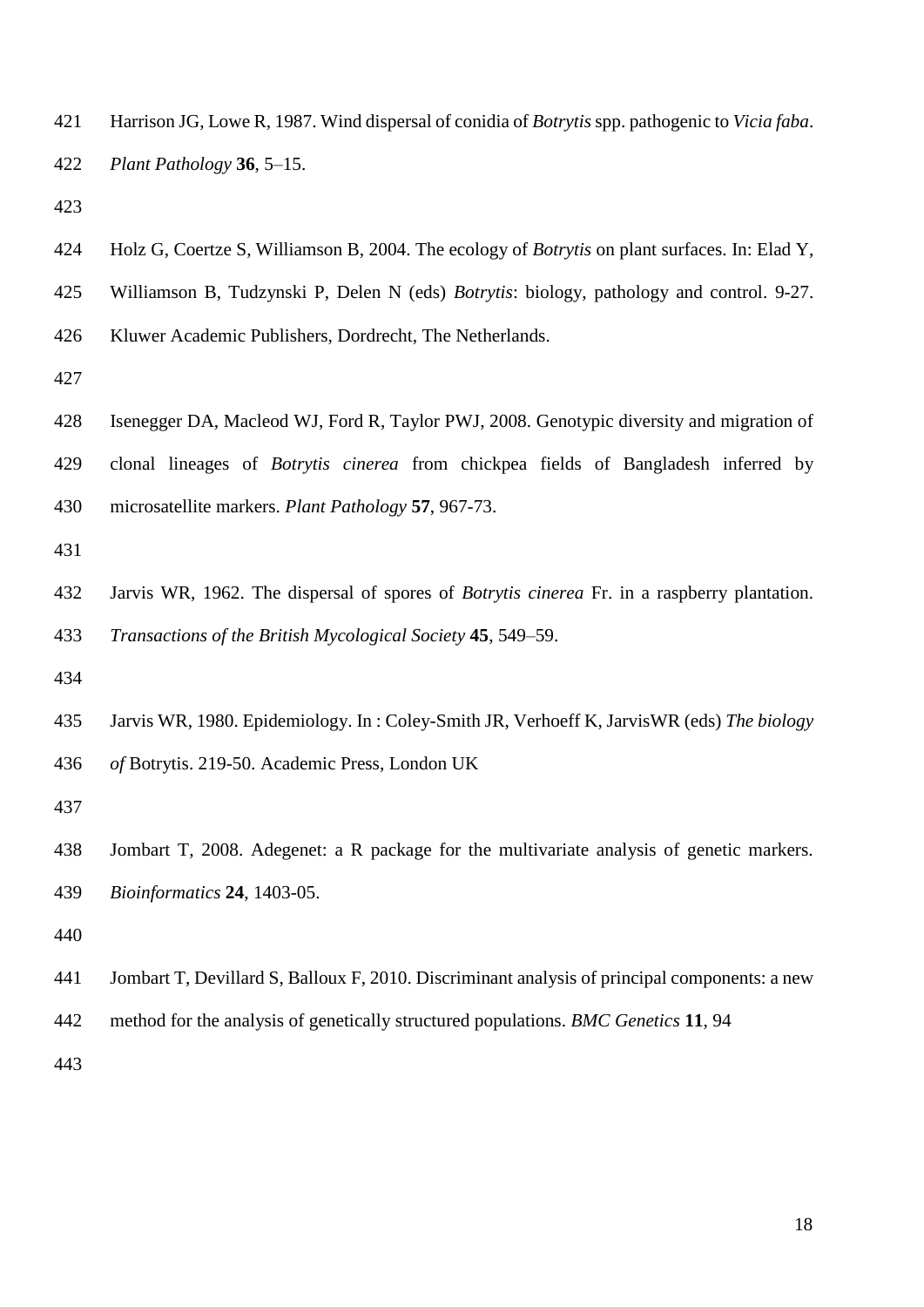Harrison JG, Lowe R, 1987. Wind dispersal of conidia of *Botrytis* spp. pathogenic to *Vicia faba*. *Plant Pathology* **36**, 5–15.

Holz G, Coertze S, Williamson B, 2004. The ecology of *Botrytis* on plant surfaces. In: Elad Y, Williamson B, Tudzynski P, Delen N (eds) *Botrytis*: biology, pathology and control. 9-27. Kluwer Academic Publishers, Dordrecht, The Netherlands.

Isenegger DA, Macleod WJ, Ford R, Taylor PWJ, 2008. Genotypic diversity and migration of clonal lineages of *Botrytis cinerea* from chickpea fields of Bangladesh inferred by microsatellite markers. *Plant Pathology* **57**, 967-73.

Jarvis WR, 1962. The dispersal of spores of *Botrytis cinerea* Fr. in a raspberry plantation. *Transactions of the British Mycological Society* **45**, 549–59.

Jarvis WR, 1980. Epidemiology. In : Coley-Smith JR, Verhoeff K, JarvisWR (eds) *The biology of* Botrytis. 219-50. Academic Press, London UK

Jombart T, 2008. Adegenet: a R package for the multivariate analysis of genetic markers. *Bioinformatics* **24**, 1403-05.

Jombart T, Devillard S, Balloux F, 2010. Discriminant analysis of principal components: a new method for the analysis of genetically structured populations. *BMC Genetics* **11**, 94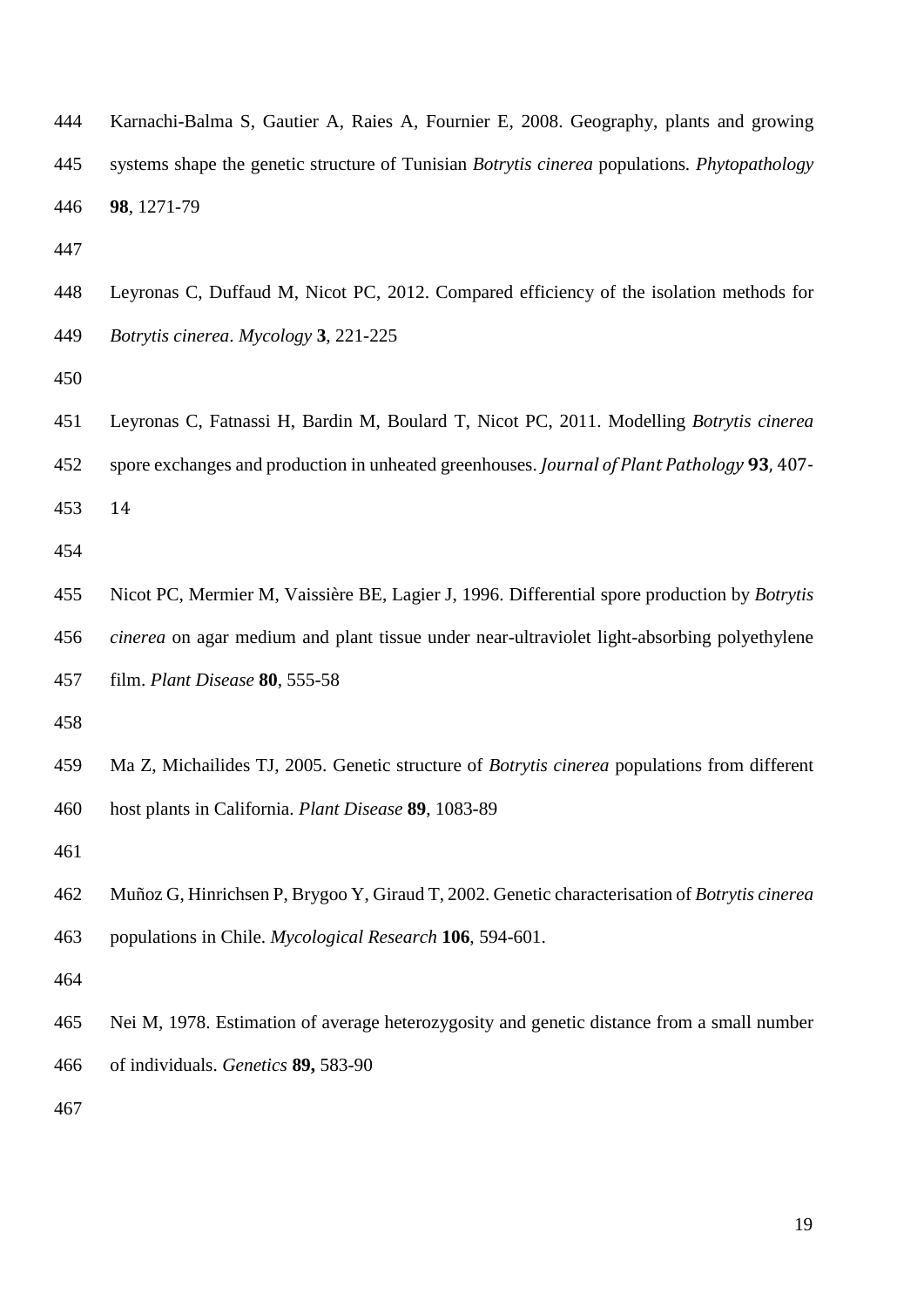Karnachi-Balma S, Gautier A, Raies A, Fournier E, 2008. Geography, plants and growing systems shape the genetic structure of Tunisian *Botrytis cinerea* populations. *Phytopathology* **98**, 1271-79

Leyronas C, Duffaud M, Nicot PC, 2012. Compared efficiency of the isolation methods for *Botrytis cinerea*. *Mycology* **3**, 221-225

Leyronas C, Fatnassi H, Bardin M, Boulard T, Nicot PC, 2011. Modelling *Botrytis cinerea* spore exchanges and production in unheated greenhouses. *Journal of Plant Pathology* **93**, 407-14

Nicot PC, Mermier M, Vaissière BE, Lagier J, 1996. Differential spore production by *Botrytis cinerea* on agar medium and plant tissue under near-ultraviolet light-absorbing polyethylene film. *Plant Disease* **80**, 555-58

Ma Z, Michailides TJ, 2005. Genetic structure of *Botrytis cinerea* populations from different host plants in California. *Plant Disease* **89**, 1083-89

Muñoz G, Hinrichsen P, Brygoo Y, Giraud T, 2002. Genetic characterisation of *Botrytis cinerea* populations in Chile. *Mycological Research* **106**, 594-601.

Nei M, 1978. Estimation of average heterozygosity and genetic distance from a small number of individuals. *Genetics* **89,** 583-90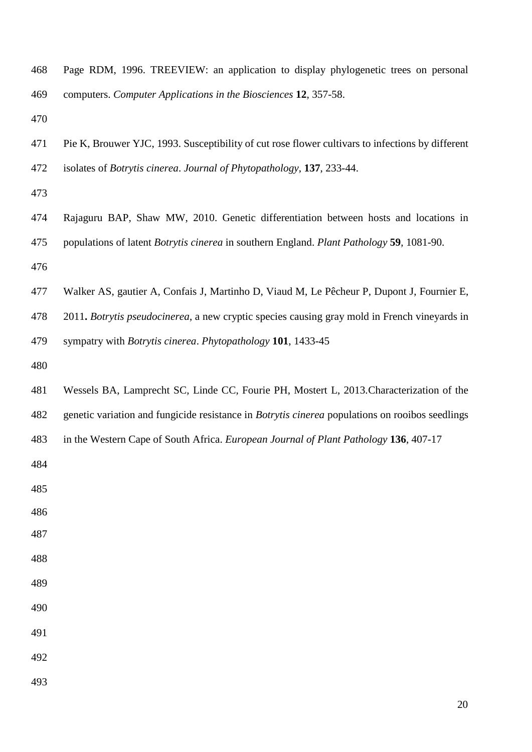Page RDM, 1996. TREEVIEW: an application to display phylogenetic trees on personal computers. *Computer Applications in the Biosciences* **12**, 357-58.

Pie K, Brouwer YJC, 1993. Susceptibility of cut rose flower cultivars to infections by different isolates of *Botrytis cinerea*. *Journal of Phytopathology*, **137**, 233-44.

Rajaguru BAP, Shaw MW, 2010. Genetic differentiation between hosts and locations in populations of latent *Botrytis cinerea* in southern England. *Plant Pathology* **59**, 1081-90.

Walker AS, gautier A, Confais J, Martinho D, Viaud M, Le Pêcheur P, Dupont J, Fournier E, 2011**.** *Botrytis pseudocinerea*, a new cryptic species causing gray mold in French vineyards in sympatry with *Botrytis cinerea*. *Phytopathology* **101**, 1433-45

Wessels BA, Lamprecht SC, Linde CC, Fourie PH, Mostert L, 2013.Characterization of the genetic variation and fungicide resistance in *Botrytis cinerea* populations on rooibos seedlings in the Western Cape of South Africa. *European Journal of Plant Pathology* **136**, 407-17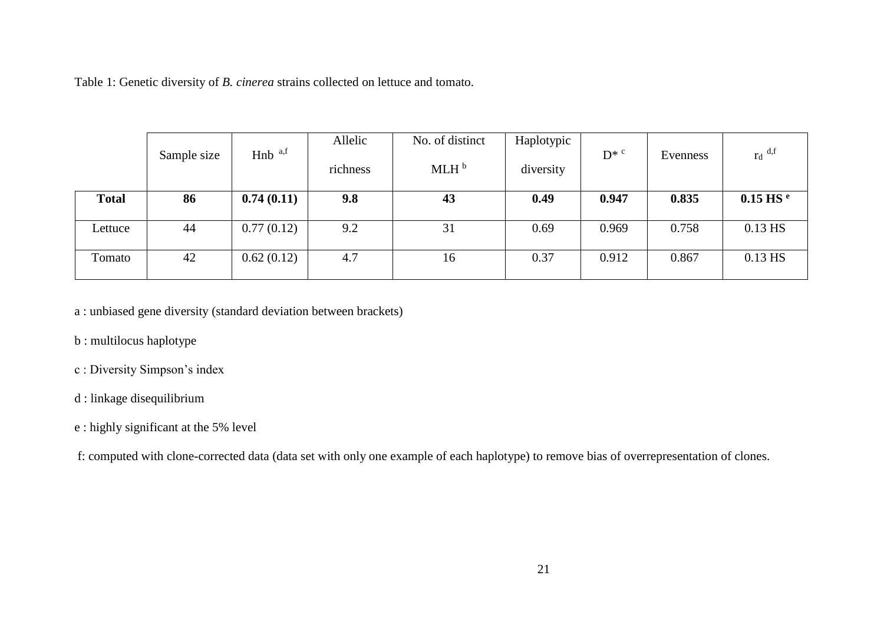Table 1: Genetic diversity of *B. cinerea* strains collected on lettuce and tomato.

| | Sample size | Hnb [a,f] | Allelic richness | No. of distinct MLH [b] | Haplotypic diversity | D* [c] | Evenness | $r_d$ [d,f] |
|---|---|---|---|---|---|---|---|---|
| **Total** | **86** | **0.74 (0.11)** | **9.8** | **43** | **0.49** | **0.947** | **0.835** | **0.15 HS [e]** |
| Lettuce | 44 | 0.77 (0.12) | 9.2 | 31 | 0.69 | 0.969 | 0.758 | 0.13 HS |
| Tomato | 42 | 0.62 (0.12) | 4.7 | 16 | 0.37 | 0.912 | 0.867 | 0.13 HS |

a : unbiased gene diversity (standard deviation between brackets)

b : multilocus haplotype

c : Diversity Simpson's index

d : linkage disequilibrium

e : highly significant at the 5% level

f: computed with clone-corrected data (data set with only one example of each haplotype) to remove bias of overrepresentation of clones.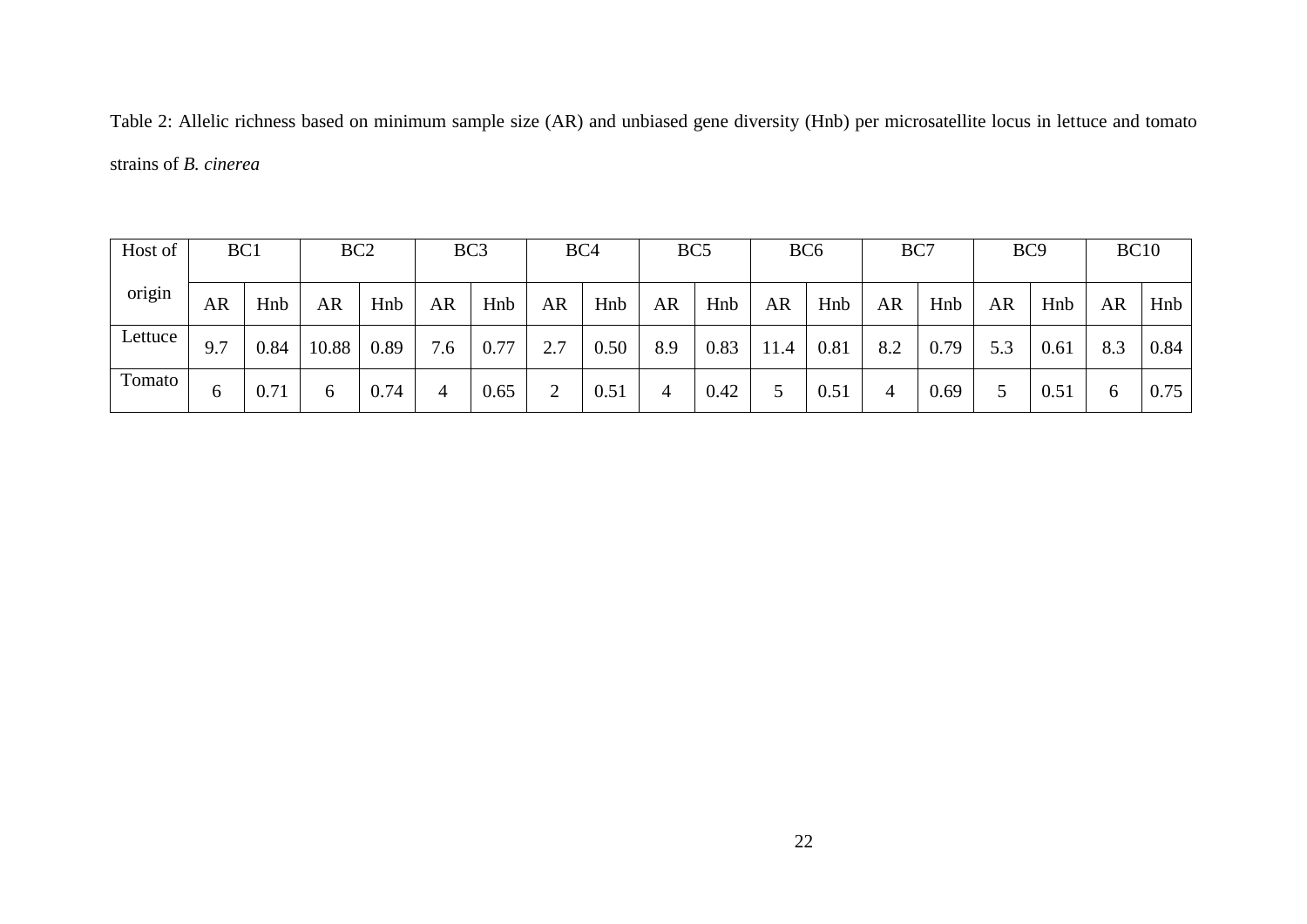Table 2: Allelic richness based on minimum sample size (AR) and unbiased gene diversity (Hnb) per microsatellite locus in lettuce and tomato strains of *B. cinerea*

| Host of origin | BC1 | | BC2 | | BC3 | | BC4 | | BC5 | | BC6 | | BC7 | | BC9 | | BC10 | |
|---|---|---|---|---|---|---|---|---|---|---|---|---|---|---|---|---|---|---|
| | AR | Hnb | AR | Hnb | AR | Hnb | AR | Hnb | AR | Hnb | AR | Hnb | AR | Hnb | AR | Hnb | AR | Hnb |
| Lettuce | 9.7 | 0.84 | 10.88 | 0.89 | 7.6 | 0.77 | 2.7 | 0.50 | 8.9 | 0.83 | 11.4 | 0.81 | 8.2 | 0.79 | 5.3 | 0.61 | 8.3 | 0.84 |
| Tomato | 6 | 0.71 | 6 | 0.74 | 4 | 0.65 | 2 | 0.51 | 4 | 0.42 | 5 | 0.51 | 4 | 0.69 | 5 | 0.51 | 6 | 0.75 |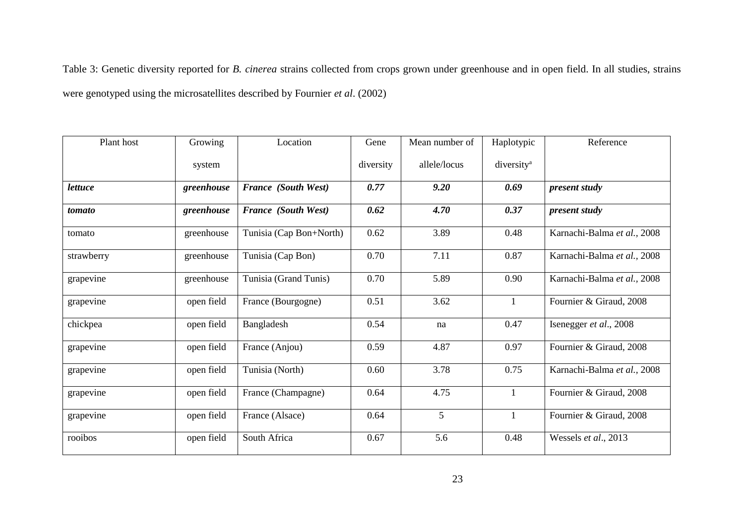Table 3: Genetic diversity reported for *B. cinerea* strains collected from crops grown under greenhouse and in open field. In all studies, strains were genotyped using the microsatellites described by Fournier *et al*. (2002)

| Plant host | Growing system | Location | Gene diversity | Mean number of allele/locus | Haplotypic diversity[a] | Reference |
|---|---|---|---|---|---|---|
| ***lettuce*** | ***greenhouse*** | ***France (South West)*** | ***0.77*** | ***9.20*** | ***0.69*** | ***present study*** |
| ***tomato*** | ***greenhouse*** | ***France (South West)*** | ***0.62*** | ***4.70*** | ***0.37*** | ***present study*** |
| tomato | greenhouse | Tunisia (Cap Bon+North) | 0.62 | 3.89 | 0.48 | Karnachi-Balma *et al.*, 2008 |
| strawberry | greenhouse | Tunisia (Cap Bon) | 0.70 | 7.11 | 0.87 | Karnachi-Balma *et al.*, 2008 |
| grapevine | greenhouse | Tunisia (Grand Tunis) | 0.70 | 5.89 | 0.90 | Karnachi-Balma *et al.*, 2008 |
| grapevine | open field | France (Bourgogne) | 0.51 | 3.62 | 1 | Fournier & Giraud, 2008 |
| chickpea | open field | Bangladesh | 0.54 | na | 0.47 | Isenegger *et al*., 2008 |
| grapevine | open field | France (Anjou) | 0.59 | 4.87 | 0.97 | Fournier & Giraud, 2008 |
| grapevine | open field | Tunisia (North) | 0.60 | 3.78 | 0.75 | Karnachi-Balma *et al.*, 2008 |
| grapevine | open field | France (Champagne) | 0.64 | 4.75 | 1 | Fournier & Giraud, 2008 |
| grapevine | open field | France (Alsace) | 0.64 | 5 | 1 | Fournier & Giraud, 2008 |
| rooibos | open field | South Africa | 0.67 | 5.6 | 0.48 | Wessels *et al*., 2013 |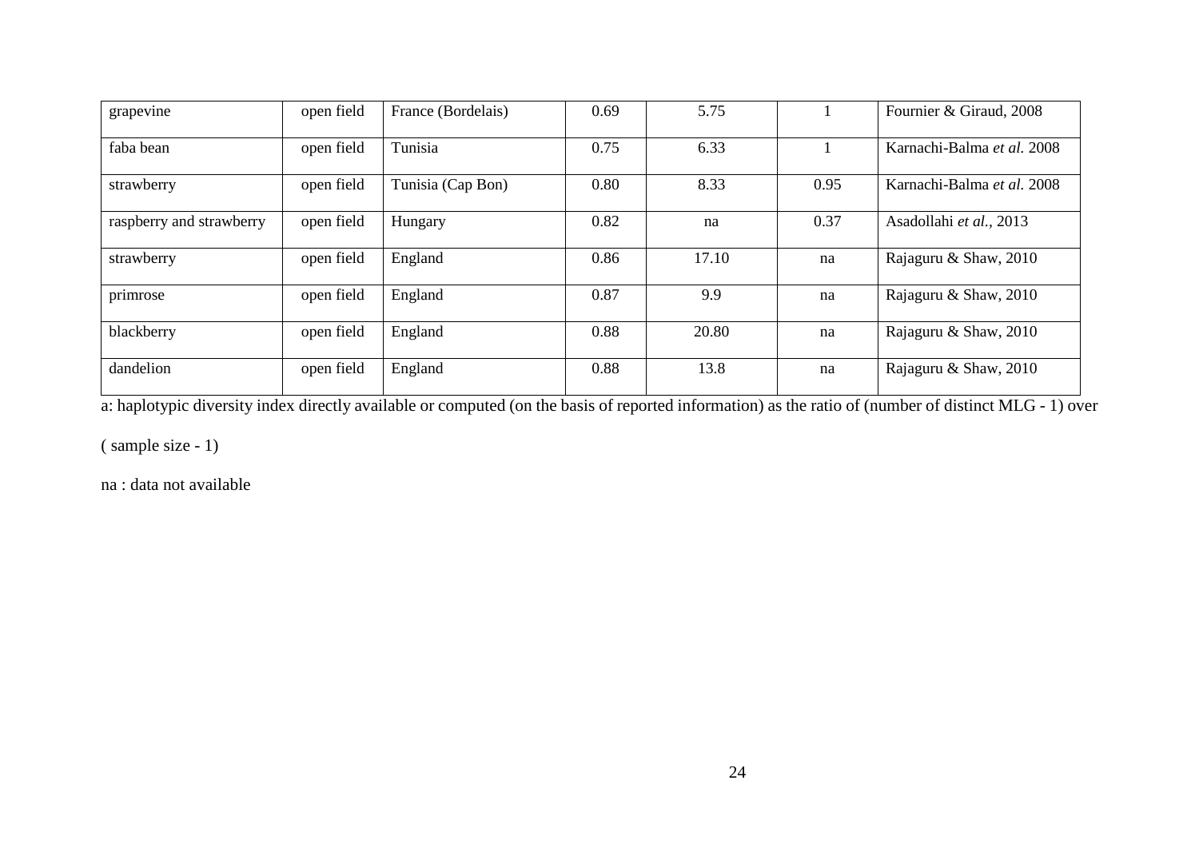| grapevine | open field | France (Bordelais) | 0.69 | 5.75 | 1 | Fournier & Giraud, 2008 |
|---|---|---|---|---|---|---|
| faba bean | open field | Tunisia | 0.75 | 6.33 | 1 | Karnachi-Balma *et al.* 2008 |
| strawberry | open field | Tunisia (Cap Bon) | 0.80 | 8.33 | 0.95 | Karnachi-Balma *et al.* 2008 |
| raspberry and strawberry | open field | Hungary | 0.82 | na | 0.37 | Asadollahi *et al.*, 2013 |
| strawberry | open field | England | 0.86 | 17.10 | na | Rajaguru & Shaw, 2010 |
| primrose | open field | England | 0.87 | 9.9 | na | Rajaguru & Shaw, 2010 |
| blackberry | open field | England | 0.88 | 20.80 | na | Rajaguru & Shaw, 2010 |
| dandelion | open field | England | 0.88 | 13.8 | na | Rajaguru & Shaw, 2010 |

a: haplotypic diversity index directly available or computed (on the basis of reported information) as the ratio of (number of distinct MLG - 1) over ( sample size - 1)

na : data not available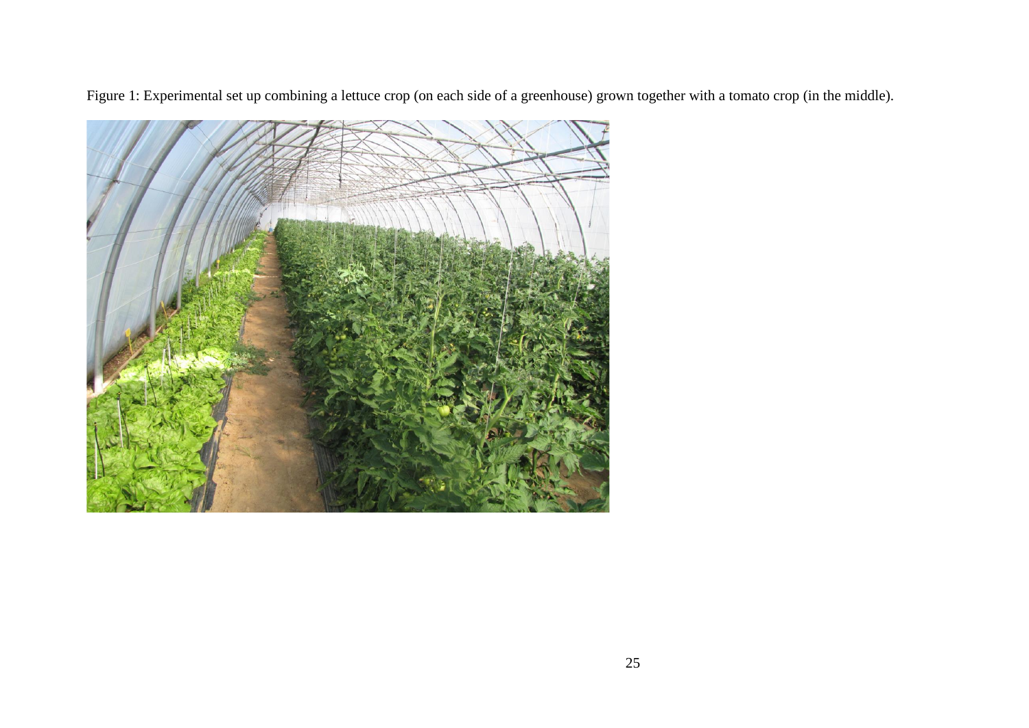Figure 1: Experimental set up combining a lettuce crop (on each side of a greenhouse) grown together with a tomato crop (in the middle).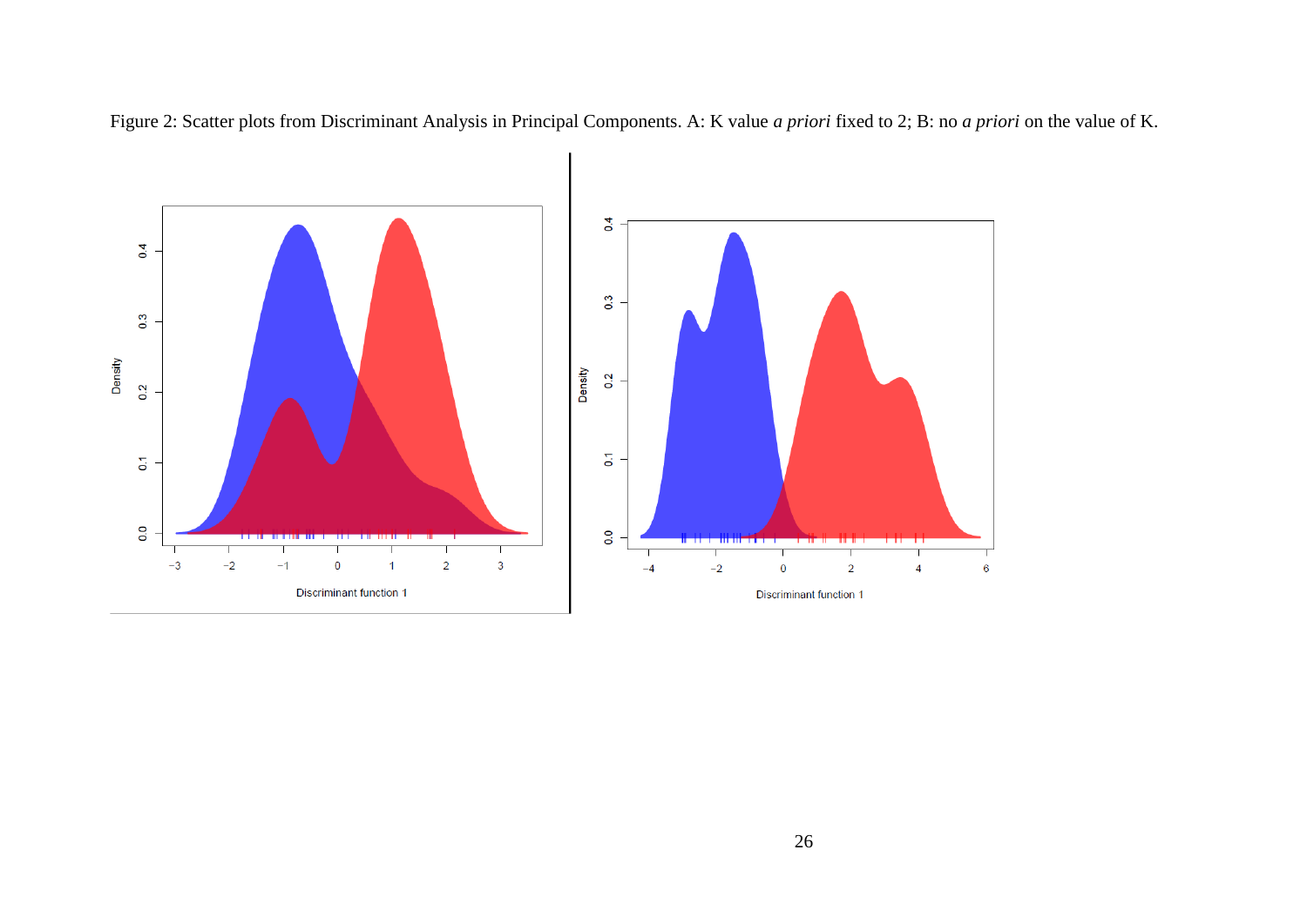Figure 2: Scatter plots from Discriminant Analysis in Principal Components. A: K value *a priori* fixed to 2; B: no *a priori* on the value of K.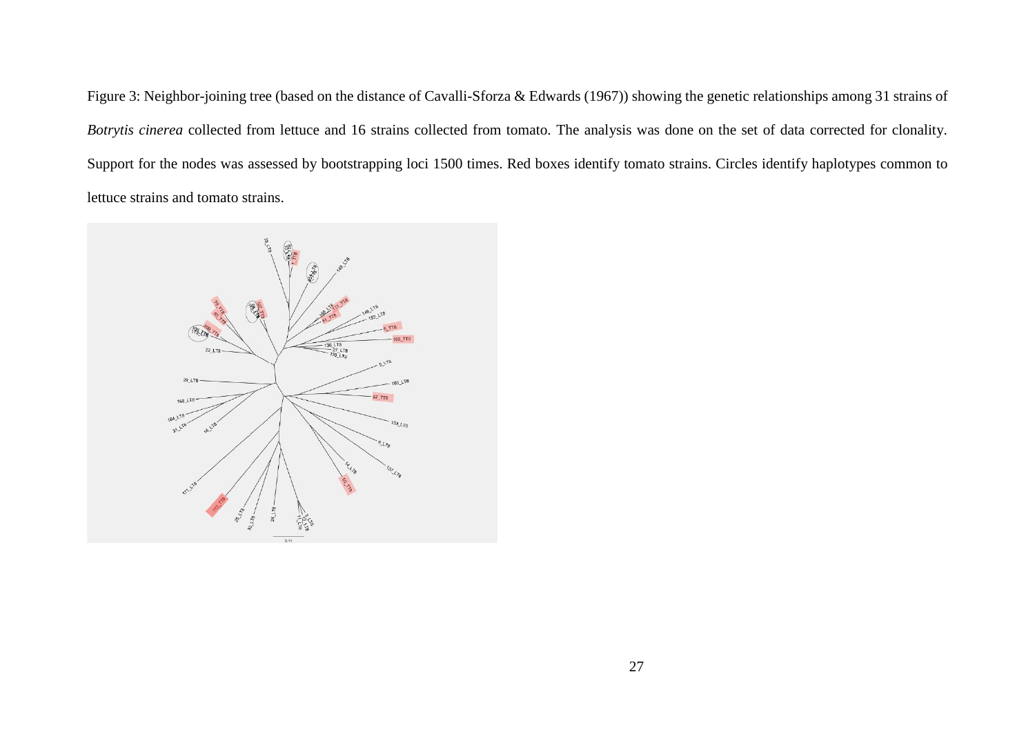Figure 3: Neighbor-joining tree (based on the distance of Cavalli-Sforza & Edwards (1967)) showing the genetic relationships among 31 strains of *Botrytis cinerea* collected from lettuce and 16 strains collected from tomato. The analysis was done on the set of data corrected for clonality. Support for the nodes was assessed by bootstrapping loci 1500 times. Red boxes identify tomato strains. Circles identify haplotypes common to lettuce strains and tomato strains.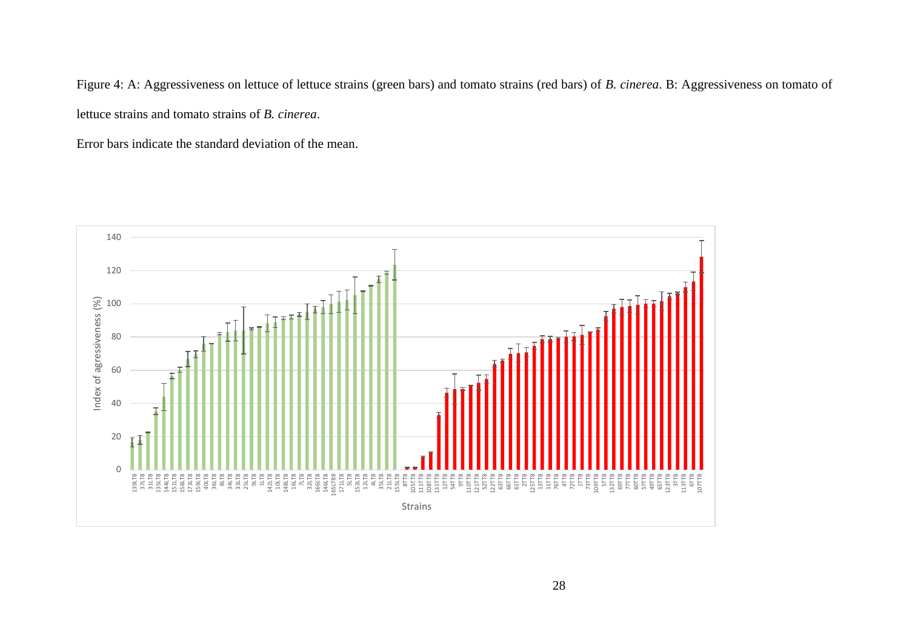Figure 4: A: Aggressiveness on lettuce of lettuce strains (green bars) and tomato strains (red bars) of *B. cinerea*. B: Aggressiveness on tomato of lettuce strains and tomato strains of *B. cinerea*.

Error bars indicate the standard deviation of the mean.

140
120
100
80
60
40
20
0

Index of agressiveness (%)

139LT8 37LT8 31LT8 135LT8 144LT8 151LT8 158LT8 173LT8 159LT8 40LT8 36LT8 8LT8 34LT8 33LT8 25LT8 9LT8 1LT8 142LT8 10LT8 148LT8 16LT8 7LT8 32LT8 166LT8 146LT8 165LT88 171LT8 5LT8 153LT8 12LT8 4LT8 35LT8 21LT8 155LT8 8TT8 105TT8 111TT8 108TT8 131TT8 12TT8 54TT8 9TT8 110TT8 121TT8 52TT8 122TT8 63TT8 66TT8 61TT8 2TT8 125TT8 13TT8 11TT8 76TT8 4TT8 72TT8 1TT8 73TT8 109TT8 5TT8 132TT8 69TT8 77TT8 60TT8 57TT8 49TT8 65TT8 123TT8 3TT8 113TT8 6TT8 107TT8

Strains